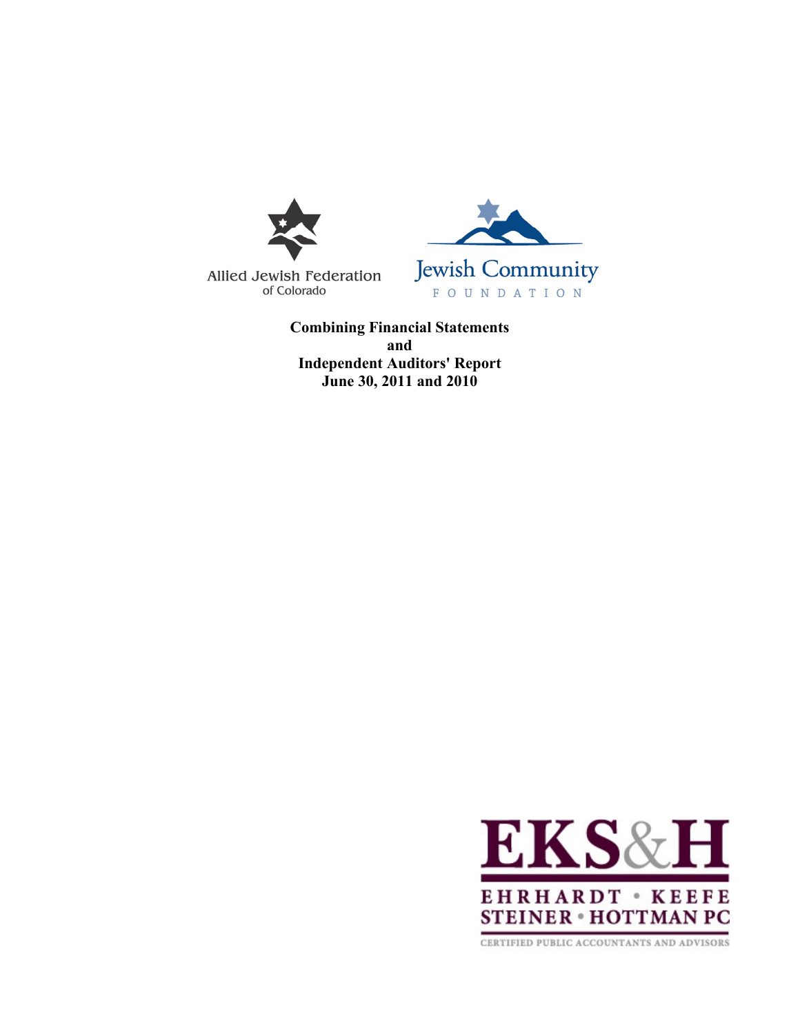Allied Jewish Federation
of Colorado

Jewish Community
FOUNDATION

**Combining Financial Statements**
**and**
**Independent Auditors' Report**
**June 30, 2011 and 2010**

EKS&H

EHRHARDT • KEEFE
STEINER • HOTTMAN PC

CERTIFIED PUBLIC ACCOUNTANTS AND ADVISORS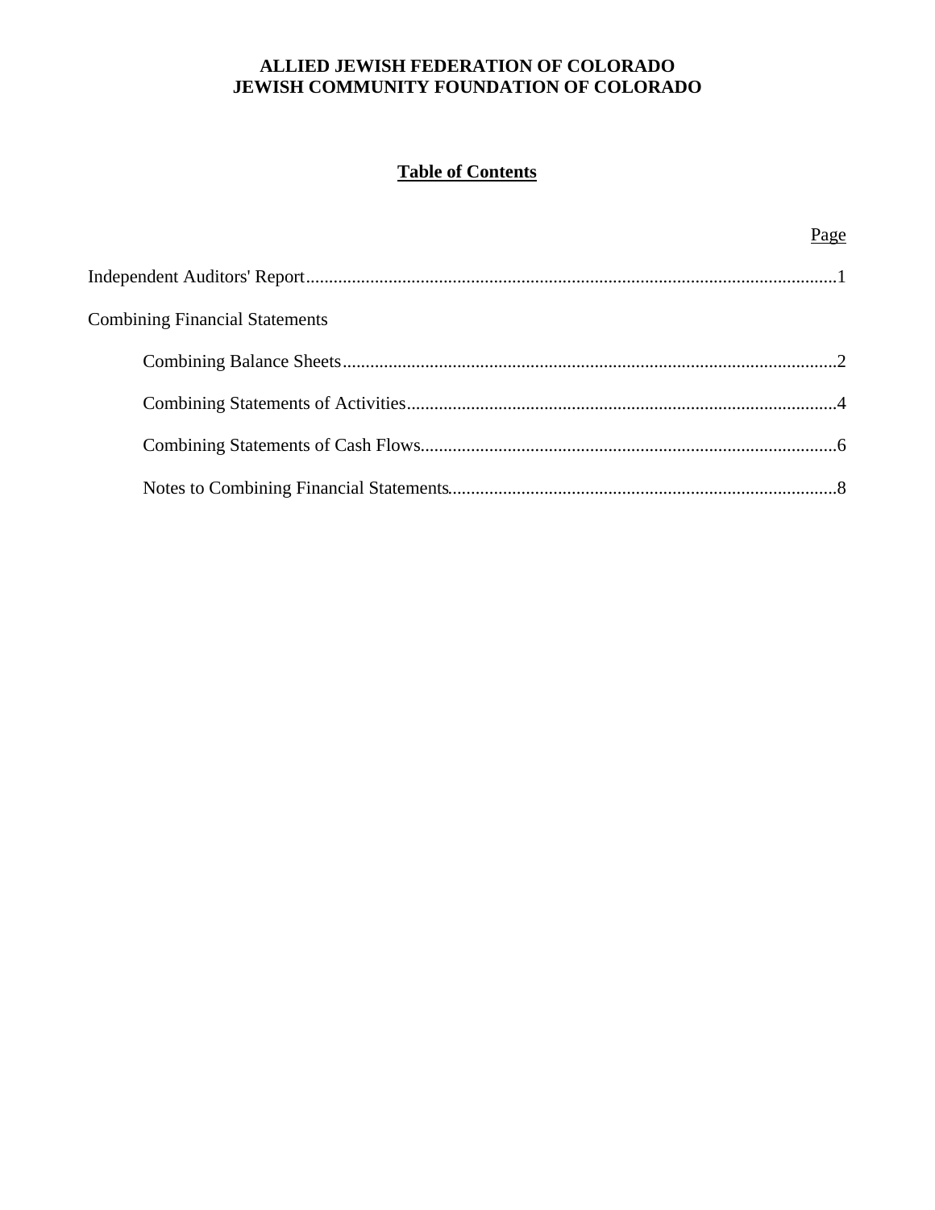# ALLIED JEWISH FEDERATION OF COLORADO
# JEWISH COMMUNITY FOUNDATION OF COLORADO

## Table of Contents

| | Page |
|---|---|
| Independent Auditors' Report | 1 |
| Combining Financial Statements | |
| Combining Balance Sheets | 2 |
| Combining Statements of Activities | 4 |
| Combining Statements of Cash Flows | 6 |
| Notes to Combining Financial Statements | 8 |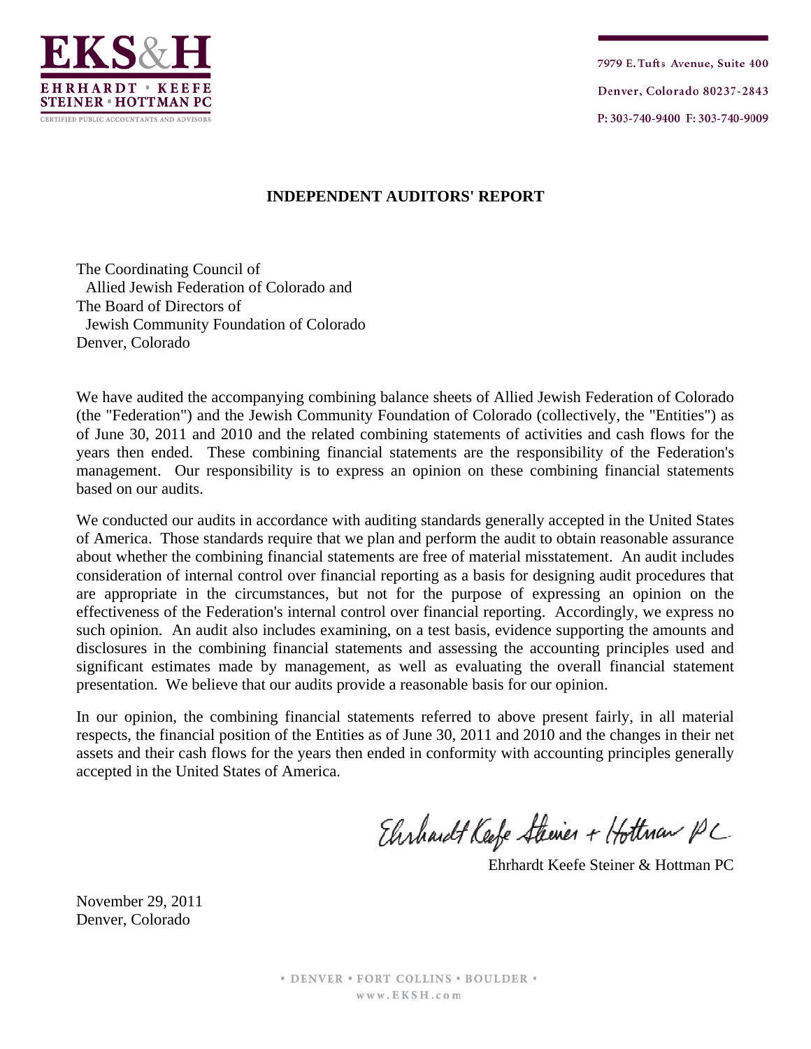EKS&H

EHRHARDT • KEEFE
STEINER • HOTTMAN PC

CERTIFIED PUBLIC ACCOUNTANTS AND ADVISORS

7979 E. Tufts Avenue, Suite 400
Denver, Colorado 80237-2843
P: 303-740-9400 F: 303-740-9009

## INDEPENDENT AUDITORS' REPORT

The Coordinating Council of
Allied Jewish Federation of Colorado and
The Board of Directors of
Jewish Community Foundation of Colorado
Denver, Colorado

We have audited the accompanying combining balance sheets of Allied Jewish Federation of Colorado (the "Federation") and the Jewish Community Foundation of Colorado (collectively, the "Entities") as of June 30, 2011 and 2010 and the related combining statements of activities and cash flows for the years then ended. These combining financial statements are the responsibility of the Federation's management. Our responsibility is to express an opinion on these combining financial statements based on our audits.

We conducted our audits in accordance with auditing standards generally accepted in the United States of America. Those standards require that we plan and perform the audit to obtain reasonable assurance about whether the combining financial statements are free of material misstatement. An audit includes consideration of internal control over financial reporting as a basis for designing audit procedures that are appropriate in the circumstances, but not for the purpose of expressing an opinion on the effectiveness of the Federation's internal control over financial reporting. Accordingly, we express no such opinion. An audit also includes examining, on a test basis, evidence supporting the amounts and disclosures in the combining financial statements and assessing the accounting principles used and significant estimates made by management, as well as evaluating the overall financial statement presentation. We believe that our audits provide a reasonable basis for our opinion.

In our opinion, the combining financial statements referred to above present fairly, in all material respects, the financial position of the Entities as of June 30, 2011 and 2010 and the changes in their net assets and their cash flows for the years then ended in conformity with accounting principles generally accepted in the United States of America.

Ehrhardt Keefe Steiner & Hottman PC

Ehrhardt Keefe Steiner & Hottman PC

November 29, 2011
Denver, Colorado

• DENVER • FORT COLLINS • BOULDER •
www.EKSH.com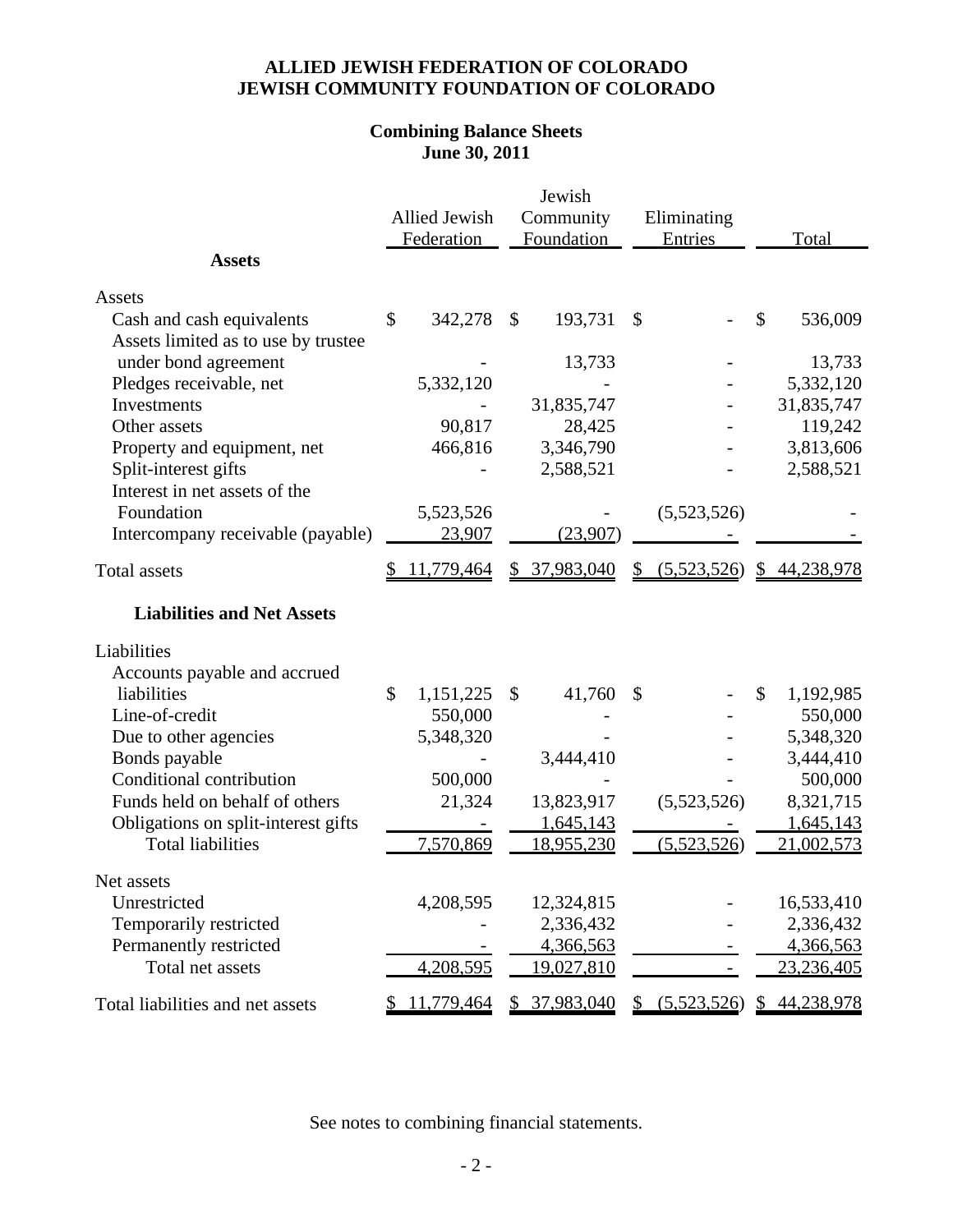# ALLIED JEWISH FEDERATION OF COLORADO
# JEWISH COMMUNITY FOUNDATION OF COLORADO

## Combining Balance Sheets
## June 30, 2011

| | Allied Jewish Federation | Jewish Community Foundation | Eliminating Entries | Total |
|---|---|---|---|---|
| **Assets** | | | | |
| Assets | | | | |
| Cash and cash equivalents | $ 342,278 | $ 193,731 | $ - | $ 536,009 |
| Assets limited as to use by trustee under bond agreement | - | 13,733 | - | 13,733 |
| Pledges receivable, net | 5,332,120 | - | - | 5,332,120 |
| Investments | - | 31,835,747 | - | 31,835,747 |
| Other assets | 90,817 | 28,425 | - | 119,242 |
| Property and equipment, net | 466,816 | 3,346,790 | - | 3,813,606 |
| Split-interest gifts | - | 2,588,521 | - | 2,588,521 |
| Interest in net assets of the Foundation | 5,523,526 | - | (5,523,526) | - |
| Intercompany receivable (payable) | 23,907 | (23,907) | - | - |
| Total assets | $ 11,779,464 | $ 37,983,040 | $ (5,523,526) | $ 44,238,978 |
| **Liabilities and Net Assets** | | | | |
| Liabilities | | | | |
| Accounts payable and accrued liabilities | $ 1,151,225 | $ 41,760 | $ - | $ 1,192,985 |
| Line-of-credit | 550,000 | - | - | 550,000 |
| Due to other agencies | 5,348,320 | - | - | 5,348,320 |
| Bonds payable | - | 3,444,410 | - | 3,444,410 |
| Conditional contribution | 500,000 | - | - | 500,000 |
| Funds held on behalf of others | 21,324 | 13,823,917 | (5,523,526) | 8,321,715 |
| Obligations on split-interest gifts | - | 1,645,143 | - | 1,645,143 |
| Total liabilities | 7,570,869 | 18,955,230 | (5,523,526) | 21,002,573 |
| Net assets | | | | |
| Unrestricted | 4,208,595 | 12,324,815 | - | 16,533,410 |
| Temporarily restricted | - | 2,336,432 | - | 2,336,432 |
| Permanently restricted | - | 4,366,563 | - | 4,366,563 |
| Total net assets | 4,208,595 | 19,027,810 | - | 23,236,405 |
| Total liabilities and net assets | $ 11,779,464 | $ 37,983,040 | $ (5,523,526) | $ 44,238,978 |

See notes to combining financial statements.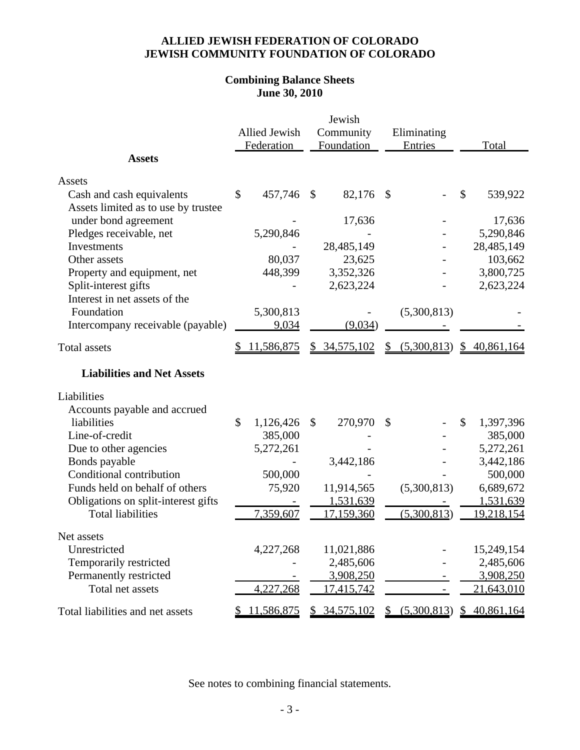**ALLIED JEWISH FEDERATION OF COLORADO**
**JEWISH COMMUNITY FOUNDATION OF COLORADO**

**Combining Balance Sheets**
**June 30, 2010**

| | Allied Jewish Federation | Jewish Community Foundation | Eliminating Entries | Total |
|---|---|---|---|---|
| **Assets** | | | | |
| Assets | | | | |
| Cash and cash equivalents | $ 457,746 | $ 82,176 | $ - | $ 539,922 |
| Assets limited as to use by trustee under bond agreement | - | 17,636 | - | 17,636 |
| Pledges receivable, net | 5,290,846 | - | - | 5,290,846 |
| Investments | - | 28,485,149 | - | 28,485,149 |
| Other assets | 80,037 | 23,625 | - | 103,662 |
| Property and equipment, net | 448,399 | 3,352,326 | - | 3,800,725 |
| Split-interest gifts | - | 2,623,224 | - | 2,623,224 |
| Interest in net assets of the Foundation | 5,300,813 | - | (5,300,813) | - |
| Intercompany receivable (payable) | 9,034 | (9,034) | - | - |
| Total assets | $ 11,586,875 | $ 34,575,102 | $ (5,300,813) | $ 40,861,164 |
| **Liabilities and Net Assets** | | | | |
| Liabilities | | | | |
| Accounts payable and accrued liabilities | $ 1,126,426 | $ 270,970 | $ - | $ 1,397,396 |
| Line-of-credit | 385,000 | - | - | 385,000 |
| Due to other agencies | 5,272,261 | - | - | 5,272,261 |
| Bonds payable | - | 3,442,186 | - | 3,442,186 |
| Conditional contribution | 500,000 | - | - | 500,000 |
| Funds held on behalf of others | 75,920 | 11,914,565 | (5,300,813) | 6,689,672 |
| Obligations on split-interest gifts | - | 1,531,639 | - | 1,531,639 |
| Total liabilities | 7,359,607 | 17,159,360 | (5,300,813) | 19,218,154 |
| Net assets | | | | |
| Unrestricted | 4,227,268 | 11,021,886 | - | 15,249,154 |
| Temporarily restricted | - | 2,485,606 | - | 2,485,606 |
| Permanently restricted | - | 3,908,250 | - | 3,908,250 |
| Total net assets | 4,227,268 | 17,415,742 | - | 21,643,010 |
| Total liabilities and net assets | $ 11,586,875 | $ 34,575,102 | $ (5,300,813) | $ 40,861,164 |

See notes to combining financial statements.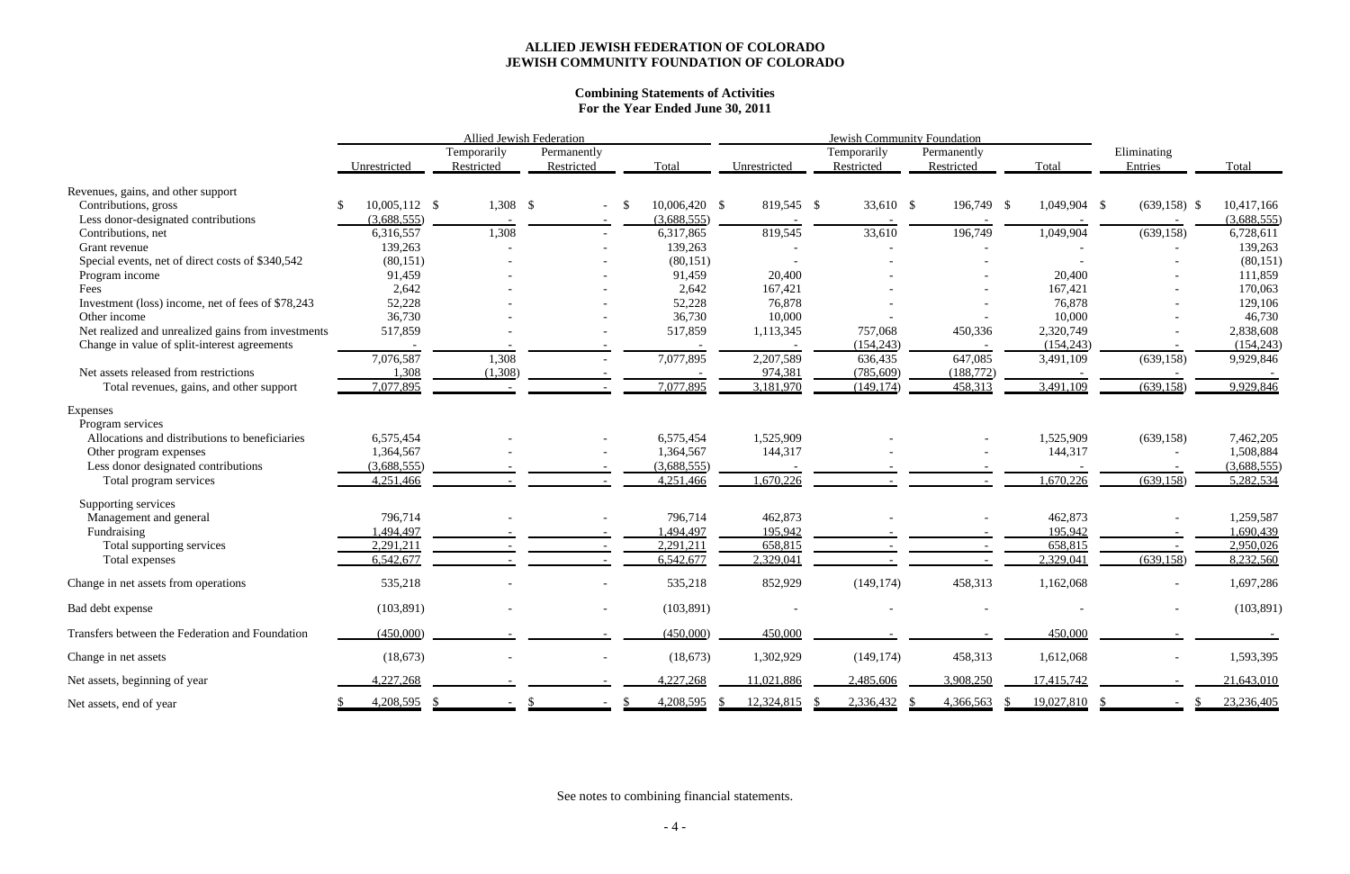**ALLIED JEWISH FEDERATION OF COLORADO**
**JEWISH COMMUNITY FOUNDATION OF COLORADO**

**Combining Statements of Activities**
**For the Year Ended June 30, 2011**

| | Allied Jewish Federation | | | | Jewish Community Foundation | | | | | |
|---|---|---|---|---|---|---|---|---|---|---|
| | Unrestricted | Temporarily Restricted | Permanently Restricted | Total | Unrestricted | Temporarily Restricted | Permanently Restricted | Total | Eliminating Entries | Total |
| Revenues, gains, and other support | | | | | | | | | | |
| Contributions, gross | $ 10,005,112 | $ 1,308 | $ - | $ 10,006,420 | $ 819,545 | $ 33,610 | $ 196,749 | $ 1,049,904 | $ (639,158) | $ 10,417,166 |
| Less donor-designated contributions | (3,688,555) | - | - | (3,688,555) | - | - | - | - | - | (3,688,555) |
| Contributions, net | 6,316,557 | 1,308 | - | 6,317,865 | 819,545 | 33,610 | 196,749 | 1,049,904 | (639,158) | 6,728,611 |
| Grant revenue | 139,263 | - | - | 139,263 | - | - | - | - | - | 139,263 |
| Special events, net of direct costs of $340,542 | (80,151) | - | - | (80,151) | - | - | - | - | - | (80,151) |
| Program income | 91,459 | - | - | 91,459 | 20,400 | - | - | 20,400 | - | 111,859 |
| Fees | 2,642 | - | - | 2,642 | 167,421 | - | - | 167,421 | - | 170,063 |
| Investment (loss) income, net of fees of $78,243 | 52,228 | - | - | 52,228 | 76,878 | - | - | 76,878 | - | 129,106 |
| Other income | 36,730 | - | - | 36,730 | 10,000 | - | - | 10,000 | - | 46,730 |
| Net realized and unrealized gains from investments | 517,859 | - | - | 517,859 | 1,113,345 | 757,068 | 450,336 | 2,320,749 | - | 2,838,608 |
| Change in value of split-interest agreements | - | - | - | - | - | (154,243) | - | (154,243) | - | (154,243) |
| | 7,076,587 | 1,308 | - | 7,077,895 | 2,207,589 | 636,435 | 647,085 | 3,491,109 | (639,158) | 9,929,846 |
| Net assets released from restrictions | 1,308 | (1,308) | - | - | 974,381 | (785,609) | (188,772) | - | - | - |
| Total revenues, gains, and other support | 7,077,895 | - | - | 7,077,895 | 3,181,970 | (149,174) | 458,313 | 3,491,109 | (639,158) | 9,929,846 |
| Expenses | | | | | | | | | | |
| Program services | | | | | | | | | | |
| Allocations and distributions to beneficiaries | 6,575,454 | - | - | 6,575,454 | 1,525,909 | - | - | 1,525,909 | (639,158) | 7,462,205 |
| Other program expenses | 1,364,567 | - | - | 1,364,567 | 144,317 | - | - | 144,317 | - | 1,508,884 |
| Less donor designated contributions | (3,688,555) | - | - | (3,688,555) | - | - | - | - | - | (3,688,555) |
| Total program services | 4,251,466 | - | - | 4,251,466 | 1,670,226 | - | - | 1,670,226 | (639,158) | 5,282,534 |
| Supporting services | | | | | | | | | | |
| Management and general | 796,714 | - | - | 796,714 | 462,873 | - | - | 462,873 | - | 1,259,587 |
| Fundraising | 1,494,497 | - | - | 1,494,497 | 195,942 | - | - | 195,942 | - | 1,690,439 |
| Total supporting services | 2,291,211 | - | - | 2,291,211 | 658,815 | - | - | 658,815 | - | 2,950,026 |
| Total expenses | 6,542,677 | - | - | 6,542,677 | 2,329,041 | - | - | 2,329,041 | (639,158) | 8,232,560 |
| Change in net assets from operations | 535,218 | - | - | 535,218 | 852,929 | (149,174) | 458,313 | 1,162,068 | - | 1,697,286 |
| Bad debt expense | (103,891) | - | - | (103,891) | - | - | - | - | - | (103,891) |
| Transfers between the Federation and Foundation | (450,000) | - | - | (450,000) | 450,000 | - | - | 450,000 | - | - |
| Change in net assets | (18,673) | - | - | (18,673) | 1,302,929 | (149,174) | 458,313 | 1,612,068 | - | 1,593,395 |
| Net assets, beginning of year | 4,227,268 | - | - | 4,227,268 | 11,021,886 | 2,485,606 | 3,908,250 | 17,415,742 | - | 21,643,010 |
| Net assets, end of year | $ 4,208,595 | $ - | $ - | $ 4,208,595 | $ 12,324,815 | $ 2,336,432 | $ 4,366,563 | $ 19,027,810 | $ - | $ 23,236,405 |

See notes to combining financial statements.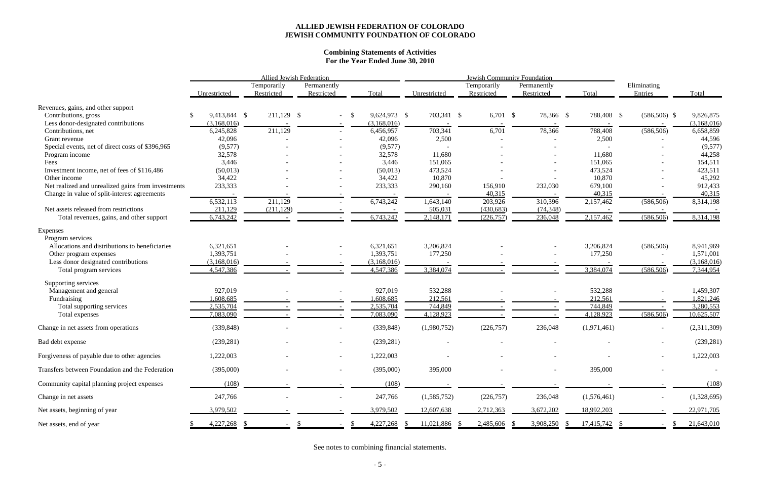**ALLIED JEWISH FEDERATION OF COLORADO**
**JEWISH COMMUNITY FOUNDATION OF COLORADO**

**Combining Statements of Activities**
**For the Year Ended June 30, 2010**

| | Allied Jewish Federation | | | | Jewish Community Foundation | | | | | |
|---|---|---|---|---|---|---|---|---|---|---|
| | Unrestricted | Temporarily Restricted | Permanently Restricted | Total | Unrestricted | Temporarily Restricted | Permanently Restricted | Total | Eliminating Entries | Total |
| Revenues, gains, and other support | | | | | | | | | | |
| Contributions, gross | $ 9,413,844 | $ 211,129 | $ - | $ 9,624,973 | $ 703,341 | $ 6,701 | $ 78,366 | $ 788,408 | $ (586,506) | $ 9,826,875 |
| Less donor-designated contributions | (3,168,016) | - | - | (3,168,016) | - | - | - | - | - | (3,168,016) |
| Contributions, net | 6,245,828 | 211,129 | - | 6,456,957 | 703,341 | 6,701 | 78,366 | 788,408 | (586,506) | 6,658,859 |
| Grant revenue | 42,096 | - | - | 42,096 | 2,500 | - | - | 2,500 | - | 44,596 |
| Special events, net of direct costs of $396,965 | (9,577) | - | - | (9,577) | - | - | - | - | - | (9,577) |
| Program income | 32,578 | - | - | 32,578 | 11,680 | - | - | 11,680 | - | 44,258 |
| Fees | 3,446 | - | - | 3,446 | 151,065 | - | - | 151,065 | - | 154,511 |
| Investment income, net of fees of $116,486 | (50,013) | - | - | (50,013) | 473,524 | - | - | 473,524 | - | 423,511 |
| Other income | 34,422 | - | - | 34,422 | 10,870 | - | - | 10,870 | - | 45,292 |
| Net realized and unrealized gains from investments | 233,333 | - | - | 233,333 | 290,160 | 156,910 | 232,030 | 679,100 | - | 912,433 |
| Change in value of split-interest agreements | - | - | - | - | - | 40,315 | - | 40,315 | - | 40,315 |
| | 6,532,113 | 211,129 | - | 6,743,242 | 1,643,140 | 203,926 | 310,396 | 2,157,462 | (586,506) | 8,314,198 |
| Net assets released from restrictions | 211,129 | (211,129) | - | - | 505,031 | (430,683) | (74,348) | - | - | - |
| Total revenues, gains, and other support | 6,743,242 | - | - | 6,743,242 | 2,148,171 | (226,757) | 236,048 | 2,157,462 | (586,506) | 8,314,198 |
| Expenses | | | | | | | | | | |
| Program services | | | | | | | | | | |
| Allocations and distributions to beneficiaries | 6,321,651 | - | - | 6,321,651 | 3,206,824 | - | - | 3,206,824 | (586,506) | 8,941,969 |
| Other program expenses | 1,393,751 | - | - | 1,393,751 | 177,250 | - | - | 177,250 | - | 1,571,001 |
| Less donor designated contributions | (3,168,016) | - | - | (3,168,016) | - | - | - | - | - | (3,168,016) |
| Total program services | 4,547,386 | - | - | 4,547,386 | 3,384,074 | - | - | 3,384,074 | (586,506) | 7,344,954 |
| Supporting services | | | | | | | | | | |
| Management and general | 927,019 | - | - | 927,019 | 532,288 | - | - | 532,288 | - | 1,459,307 |
| Fundraising | 1,608,685 | - | - | 1,608,685 | 212,561 | - | - | 212,561 | - | 1,821,246 |
| Total supporting services | 2,535,704 | - | - | 2,535,704 | 744,849 | - | - | 744,849 | - | 3,280,553 |
| Total expenses | 7,083,090 | - | - | 7,083,090 | 4,128,923 | - | - | 4,128,923 | (586,506) | 10,625,507 |
| Change in net assets from operations | (339,848) | - | - | (339,848) | (1,980,752) | (226,757) | 236,048 | (1,971,461) | - | (2,311,309) |
| Bad debt expense | (239,281) | - | - | (239,281) | - | - | - | - | - | (239,281) |
| Forgiveness of payable due to other agencies | 1,222,003 | - | - | 1,222,003 | - | - | - | - | - | 1,222,003 |
| Transfers between Foundation and the Federation | (395,000) | - | - | (395,000) | 395,000 | - | - | 395,000 | - | - |
| Community capital planning project expenses | (108) | - | - | (108) | - | - | - | - | - | (108) |
| Change in net assets | 247,766 | - | - | 247,766 | (1,585,752) | (226,757) | 236,048 | (1,576,461) | - | (1,328,695) |
| Net assets, beginning of year | 3,979,502 | - | - | 3,979,502 | 12,607,638 | 2,712,363 | 3,672,202 | 18,992,203 | - | 22,971,705 |
| Net assets, end of year | $ 4,227,268 | $ - | $ - | $ 4,227,268 | $ 11,021,886 | $ 2,485,606 | $ 3,908,250 | $ 17,415,742 | $ - | $ 21,643,010 |

See notes to combining financial statements.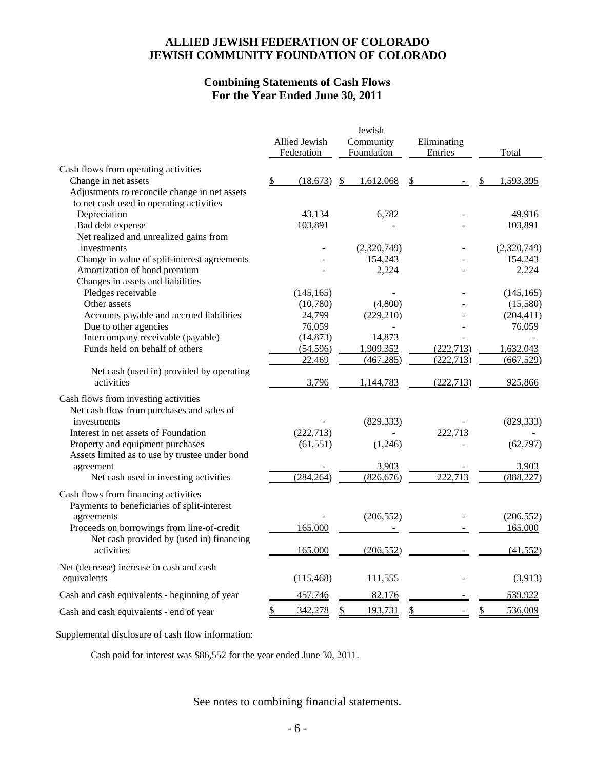# ALLIED JEWISH FEDERATION OF COLORADO
# JEWISH COMMUNITY FOUNDATION OF COLORADO

## Combining Statements of Cash Flows
## For the Year Ended June 30, 2011

| | Allied Jewish Federation | Jewish Community Foundation | Eliminating Entries | Total |
|---|---|---|---|---|
| **Cash flows from operating activities** | | | | |
| Change in net assets | $ (18,673) | $ 1,612,068 | $ - | $ 1,593,395 |
| Adjustments to reconcile change in net assets to net cash used in operating activities | | | | |
| Depreciation | 43,134 | 6,782 | - | 49,916 |
| Bad debt expense | 103,891 | - | - | 103,891 |
| Net realized and unrealized gains from investments | - | (2,320,749) | - | (2,320,749) |
| Change in value of split-interest agreements | - | 154,243 | - | 154,243 |
| Amortization of bond premium | - | 2,224 | - | 2,224 |
| Changes in assets and liabilities | | | | |
| Pledges receivable | (145,165) | - | - | (145,165) |
| Other assets | (10,780) | (4,800) | - | (15,580) |
| Accounts payable and accrued liabilities | 24,799 | (229,210) | - | (204,411) |
| Due to other agencies | 76,059 | - | - | 76,059 |
| Intercompany receivable (payable) | (14,873) | 14,873 | - | - |
| Funds held on behalf of others | (54,596) | 1,909,352 | (222,713) | 1,632,043 |
| | 22,469 | (467,285) | (222,713) | (667,529) |
| Net cash (used in) provided by operating activities | 3,796 | 1,144,783 | (222,713) | 925,866 |
| **Cash flows from investing activities** | | | | |
| Net cash flow from purchases and sales of investments | - | (829,333) | - | (829,333) |
| Interest in net assets of Foundation | (222,713) | - | 222,713 | - |
| Property and equipment purchases | (61,551) | (1,246) | - | (62,797) |
| Assets limited as to use by trustee under bond agreement | - | 3,903 | - | 3,903 |
| Net cash used in investing activities | (284,264) | (826,676) | 222,713 | (888,227) |
| **Cash flows from financing activities** | | | | |
| Payments to beneficiaries of split-interest agreements | - | (206,552) | - | (206,552) |
| Proceeds on borrowings from line-of-credit | 165,000 | - | - | 165,000 |
| Net cash provided by (used in) financing activities | 165,000 | (206,552) | - | (41,552) |
| Net (decrease) increase in cash and cash equivalents | (115,468) | 111,555 | - | (3,913) |
| Cash and cash equivalents - beginning of year | 457,746 | 82,176 | - | 539,922 |
| Cash and cash equivalents - end of year | $ 342,278 | $ 193,731 | $ - | $ 536,009 |

Supplemental disclosure of cash flow information:

Cash paid for interest was $86,552 for the year ended June 30, 2011.

See notes to combining financial statements.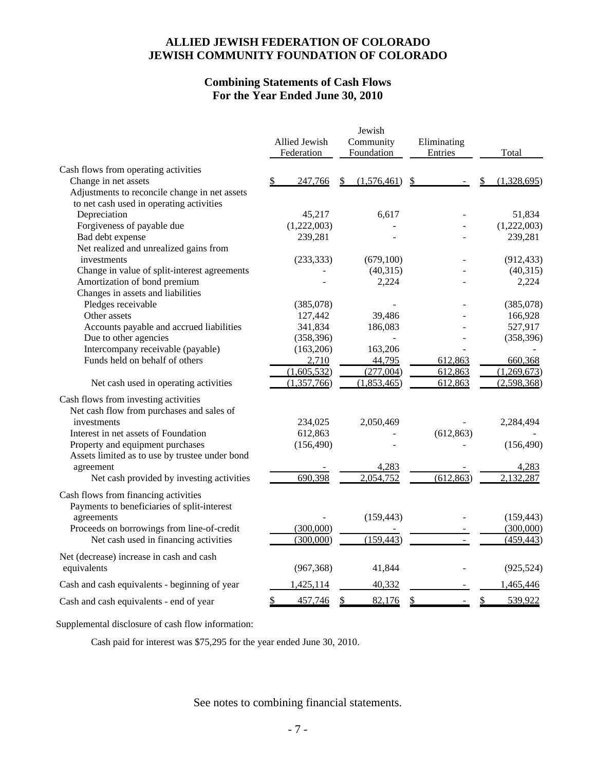# ALLIED JEWISH FEDERATION OF COLORADO
# JEWISH COMMUNITY FOUNDATION OF COLORADO

## Combining Statements of Cash Flows
## For the Year Ended June 30, 2010

| | Allied Jewish Federation | Jewish Community Foundation | Eliminating Entries | Total |
|---|---|---|---|---|
| Cash flows from operating activities | | | | |
| Change in net assets | $ 247,766 | $ (1,576,461) | $ - | $ (1,328,695) |
| Adjustments to reconcile change in net assets to net cash used in operating activities | | | | |
| Depreciation | 45,217 | 6,617 | - | 51,834 |
| Forgiveness of payable due | (1,222,003) | - | - | (1,222,003) |
| Bad debt expense | 239,281 | - | - | 239,281 |
| Net realized and unrealized gains from investments | (233,333) | (679,100) | - | (912,433) |
| Change in value of split-interest agreements | - | (40,315) | - | (40,315) |
| Amortization of bond premium | - | 2,224 | - | 2,224 |
| Changes in assets and liabilities | | | | |
| Pledges receivable | (385,078) | - | - | (385,078) |
| Other assets | 127,442 | 39,486 | - | 166,928 |
| Accounts payable and accrued liabilities | 341,834 | 186,083 | - | 527,917 |
| Due to other agencies | (358,396) | - | - | (358,396) |
| Intercompany receivable (payable) | (163,206) | 163,206 | - | - |
| Funds held on behalf of others | 2,710 | 44,795 | 612,863 | 660,368 |
| | (1,605,532) | (277,004) | 612,863 | (1,269,673) |
| Net cash used in operating activities | (1,357,766) | (1,853,465) | 612,863 | (2,598,368) |
| Cash flows from investing activities | | | | |
| Net cash flow from purchases and sales of investments | 234,025 | 2,050,469 | - | 2,284,494 |
| Interest in net assets of Foundation | 612,863 | - | (612,863) | - |
| Property and equipment purchases | (156,490) | - | - | (156,490) |
| Assets limited as to use by trustee under bond agreement | - | 4,283 | - | 4,283 |
| Net cash provided by investing activities | 690,398 | 2,054,752 | (612,863) | 2,132,287 |
| Cash flows from financing activities | | | | |
| Payments to beneficiaries of split-interest agreements | - | (159,443) | - | (159,443) |
| Proceeds on borrowings from line-of-credit | (300,000) | - | - | (300,000) |
| Net cash used in financing activities | (300,000) | (159,443) | - | (459,443) |
| Net (decrease) increase in cash and cash equivalents | (967,368) | 41,844 | - | (925,524) |
| Cash and cash equivalents - beginning of year | 1,425,114 | 40,332 | - | 1,465,446 |
| Cash and cash equivalents - end of year | $ 457,746 | $ 82,176 | $ - | $ 539,922 |

Supplemental disclosure of cash flow information:

Cash paid for interest was $75,295 for the year ended June 30, 2010.

See notes to combining financial statements.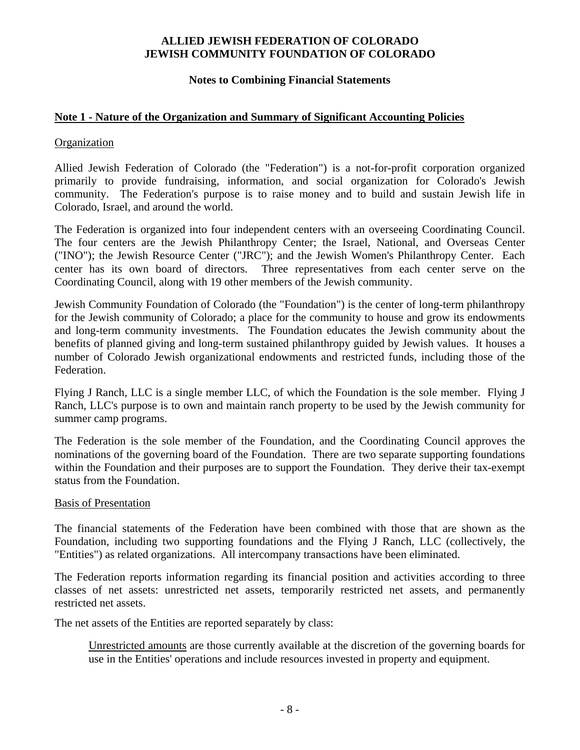# ALLIED JEWISH FEDERATION OF COLORADO
# JEWISH COMMUNITY FOUNDATION OF COLORADO

## Notes to Combining Financial Statements

### Note 1 - Nature of the Organization and Summary of Significant Accounting Policies

Organization

Allied Jewish Federation of Colorado (the "Federation") is a not-for-profit corporation organized primarily to provide fundraising, information, and social organization for Colorado's Jewish community. The Federation's purpose is to raise money and to build and sustain Jewish life in Colorado, Israel, and around the world.

The Federation is organized into four independent centers with an overseeing Coordinating Council. The four centers are the Jewish Philanthropy Center; the Israel, National, and Overseas Center ("INO"); the Jewish Resource Center ("JRC"); and the Jewish Women's Philanthropy Center. Each center has its own board of directors. Three representatives from each center serve on the Coordinating Council, along with 19 other members of the Jewish community.

Jewish Community Foundation of Colorado (the "Foundation") is the center of long-term philanthropy for the Jewish community of Colorado; a place for the community to house and grow its endowments and long-term community investments. The Foundation educates the Jewish community about the benefits of planned giving and long-term sustained philanthropy guided by Jewish values. It houses a number of Colorado Jewish organizational endowments and restricted funds, including those of the Federation.

Flying J Ranch, LLC is a single member LLC, of which the Foundation is the sole member. Flying J Ranch, LLC's purpose is to own and maintain ranch property to be used by the Jewish community for summer camp programs.

The Federation is the sole member of the Foundation, and the Coordinating Council approves the nominations of the governing board of the Foundation. There are two separate supporting foundations within the Foundation and their purposes are to support the Foundation. They derive their tax-exempt status from the Foundation.

Basis of Presentation

The financial statements of the Federation have been combined with those that are shown as the Foundation, including two supporting foundations and the Flying J Ranch, LLC (collectively, the "Entities") as related organizations. All intercompany transactions have been eliminated.

The Federation reports information regarding its financial position and activities according to three classes of net assets: unrestricted net assets, temporarily restricted net assets, and permanently restricted net assets.

The net assets of the Entities are reported separately by class:

> Unrestricted amounts are those currently available at the discretion of the governing boards for use in the Entities' operations and include resources invested in property and equipment.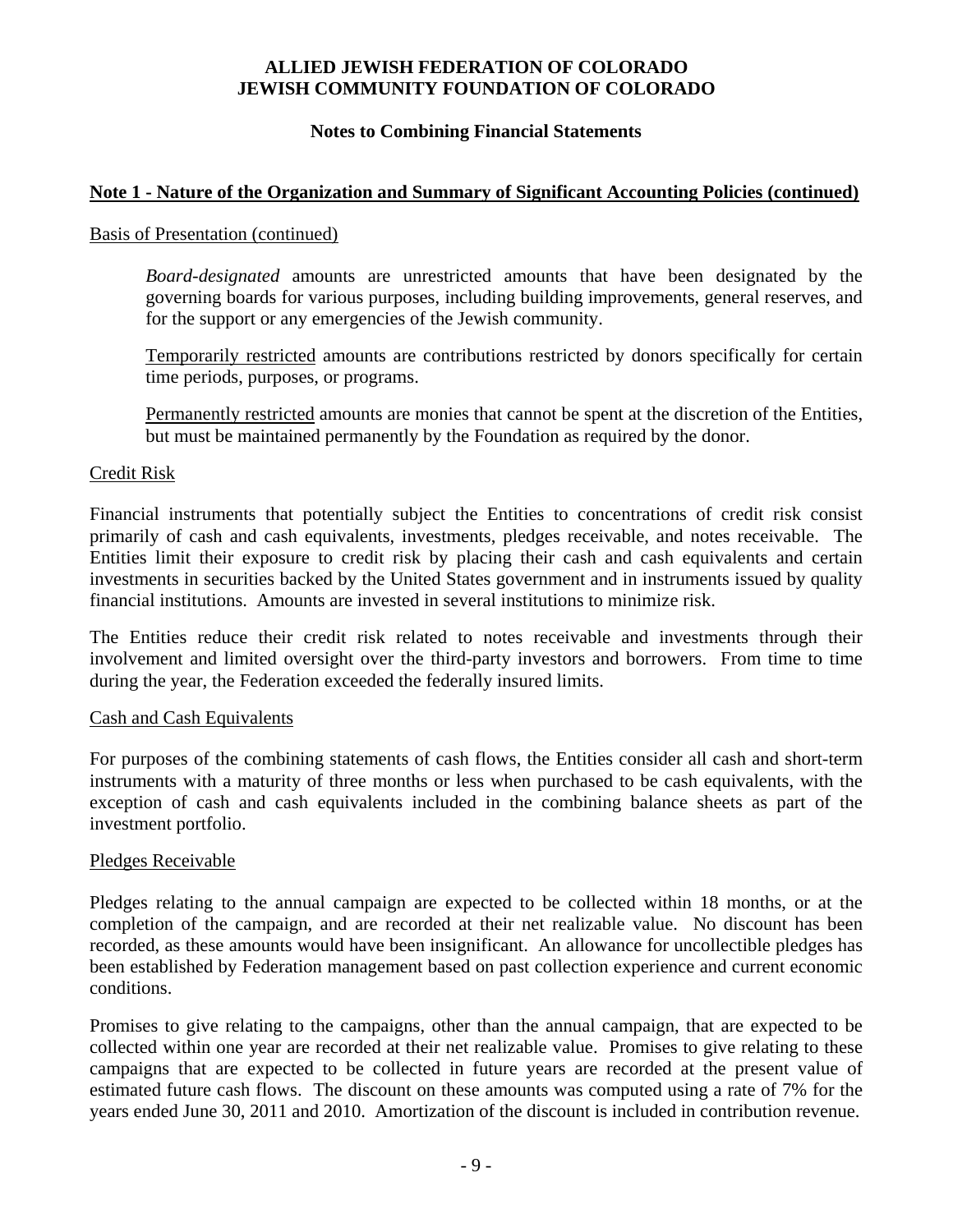**ALLIED JEWISH FEDERATION OF COLORADO**
**JEWISH COMMUNITY FOUNDATION OF COLORADO**

**Notes to Combining Financial Statements**

## Note 1 - Nature of the Organization and Summary of Significant Accounting Policies (continued)

Basis of Presentation (continued)

*Board-designated* amounts are unrestricted amounts that have been designated by the governing boards for various purposes, including building improvements, general reserves, and for the support or any emergencies of the Jewish community.

Temporarily restricted amounts are contributions restricted by donors specifically for certain time periods, purposes, or programs.

Permanently restricted amounts are monies that cannot be spent at the discretion of the Entities, but must be maintained permanently by the Foundation as required by the donor.

Credit Risk

Financial instruments that potentially subject the Entities to concentrations of credit risk consist primarily of cash and cash equivalents, investments, pledges receivable, and notes receivable. The Entities limit their exposure to credit risk by placing their cash and cash equivalents and certain investments in securities backed by the United States government and in instruments issued by quality financial institutions. Amounts are invested in several institutions to minimize risk.

The Entities reduce their credit risk related to notes receivable and investments through their involvement and limited oversight over the third-party investors and borrowers. From time to time during the year, the Federation exceeded the federally insured limits.

Cash and Cash Equivalents

For purposes of the combining statements of cash flows, the Entities consider all cash and short-term instruments with a maturity of three months or less when purchased to be cash equivalents, with the exception of cash and cash equivalents included in the combining balance sheets as part of the investment portfolio.

Pledges Receivable

Pledges relating to the annual campaign are expected to be collected within 18 months, or at the completion of the campaign, and are recorded at their net realizable value. No discount has been recorded, as these amounts would have been insignificant. An allowance for uncollectible pledges has been established by Federation management based on past collection experience and current economic conditions.

Promises to give relating to the campaigns, other than the annual campaign, that are expected to be collected within one year are recorded at their net realizable value. Promises to give relating to these campaigns that are expected to be collected in future years are recorded at the present value of estimated future cash flows. The discount on these amounts was computed using a rate of 7% for the years ended June 30, 2011 and 2010. Amortization of the discount is included in contribution revenue.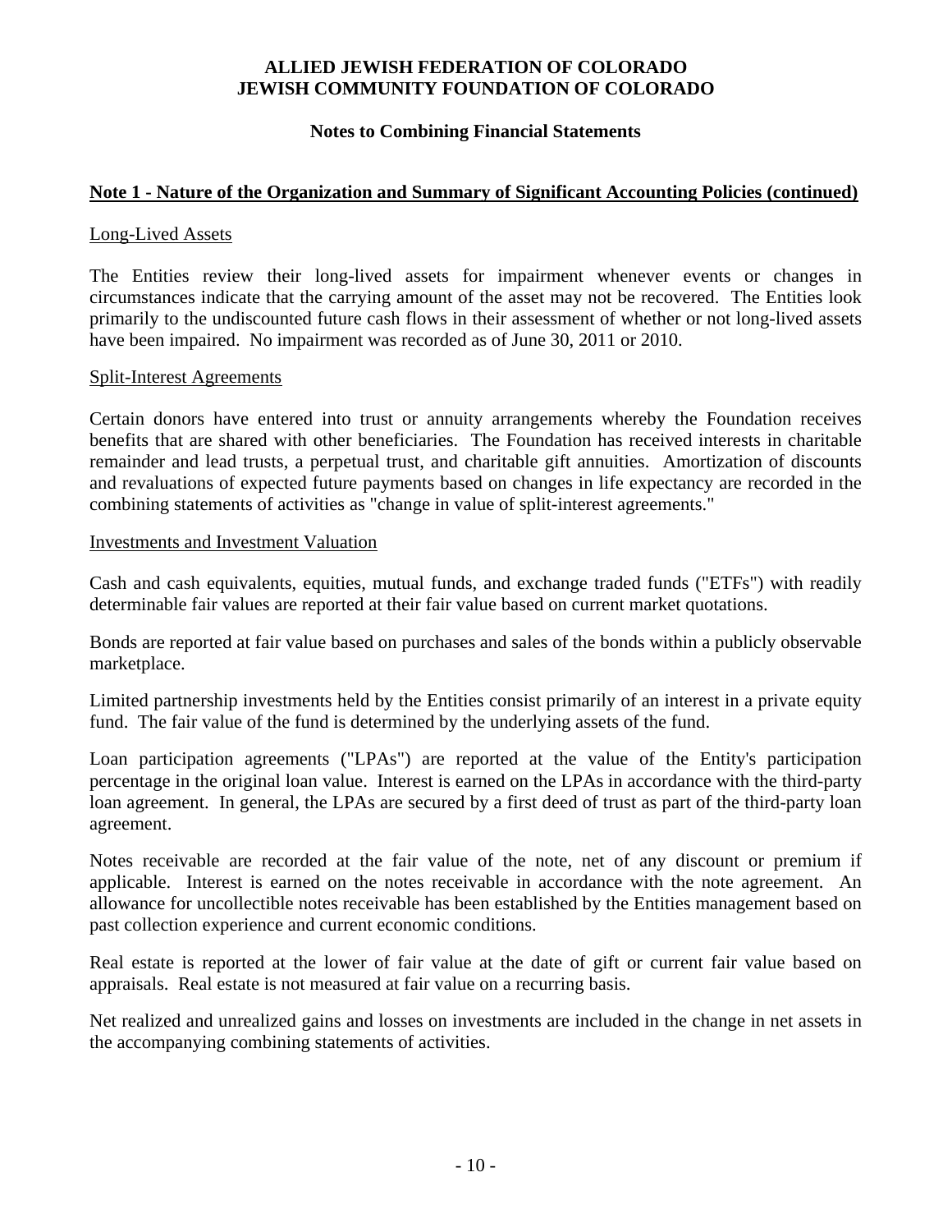**ALLIED JEWISH FEDERATION OF COLORADO**
**JEWISH COMMUNITY FOUNDATION OF COLORADO**

**Notes to Combining Financial Statements**

## Note 1 - Nature of the Organization and Summary of Significant Accounting Policies (continued)

### Long-Lived Assets

The Entities review their long-lived assets for impairment whenever events or changes in circumstances indicate that the carrying amount of the asset may not be recovered. The Entities look primarily to the undiscounted future cash flows in their assessment of whether or not long-lived assets have been impaired. No impairment was recorded as of June 30, 2011 or 2010.

### Split-Interest Agreements

Certain donors have entered into trust or annuity arrangements whereby the Foundation receives benefits that are shared with other beneficiaries. The Foundation has received interests in charitable remainder and lead trusts, a perpetual trust, and charitable gift annuities. Amortization of discounts and revaluations of expected future payments based on changes in life expectancy are recorded in the combining statements of activities as "change in value of split-interest agreements."

### Investments and Investment Valuation

Cash and cash equivalents, equities, mutual funds, and exchange traded funds ("ETFs") with readily determinable fair values are reported at their fair value based on current market quotations.

Bonds are reported at fair value based on purchases and sales of the bonds within a publicly observable marketplace.

Limited partnership investments held by the Entities consist primarily of an interest in a private equity fund. The fair value of the fund is determined by the underlying assets of the fund.

Loan participation agreements ("LPAs") are reported at the value of the Entity's participation percentage in the original loan value. Interest is earned on the LPAs in accordance with the third-party loan agreement. In general, the LPAs are secured by a first deed of trust as part of the third-party loan agreement.

Notes receivable are recorded at the fair value of the note, net of any discount or premium if applicable. Interest is earned on the notes receivable in accordance with the note agreement. An allowance for uncollectible notes receivable has been established by the Entities management based on past collection experience and current economic conditions.

Real estate is reported at the lower of fair value at the date of gift or current fair value based on appraisals. Real estate is not measured at fair value on a recurring basis.

Net realized and unrealized gains and losses on investments are included in the change in net assets in the accompanying combining statements of activities.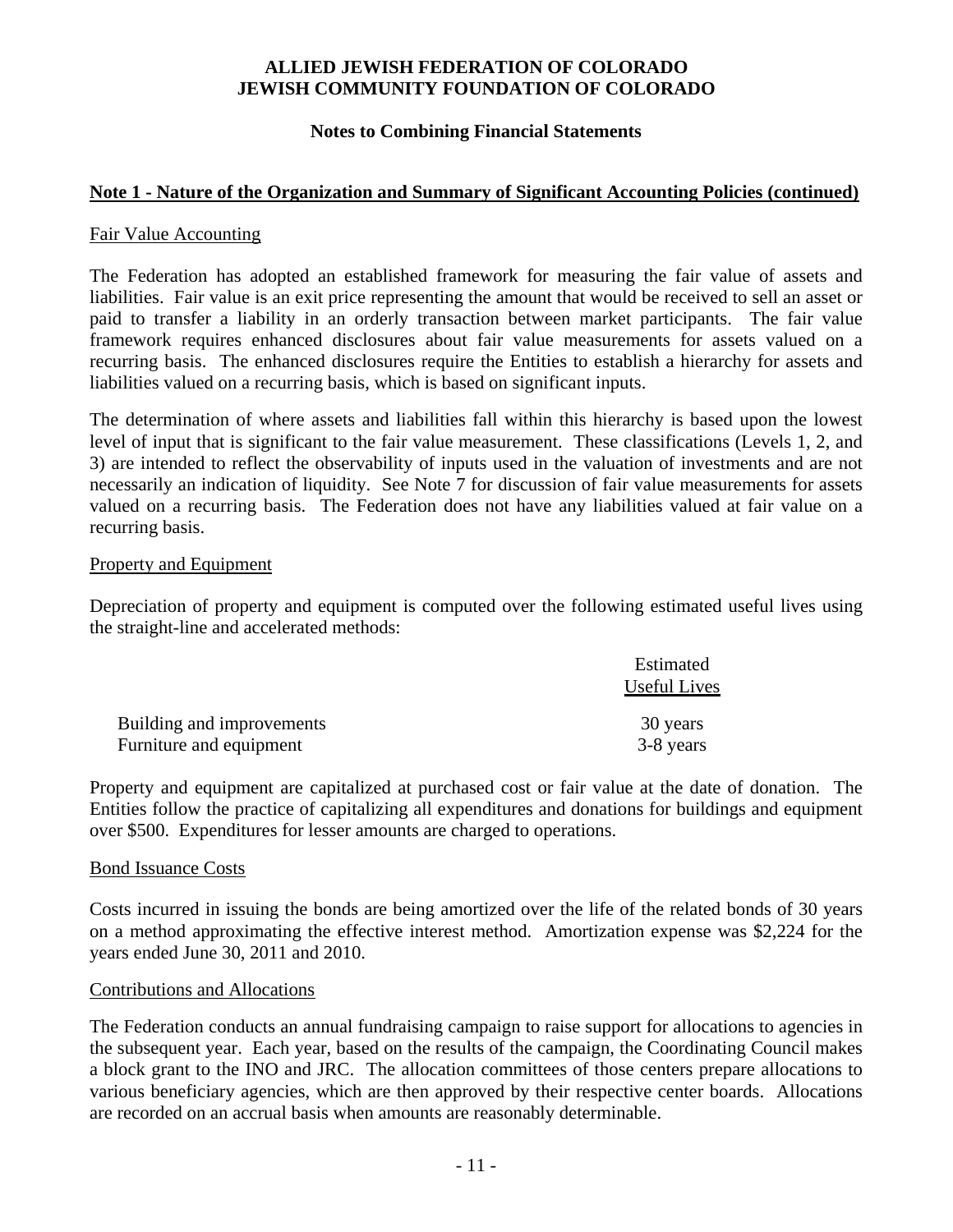**ALLIED JEWISH FEDERATION OF COLORADO**
**JEWISH COMMUNITY FOUNDATION OF COLORADO**

**Notes to Combining Financial Statements**

## Note 1 - Nature of the Organization and Summary of Significant Accounting Policies (continued)

### Fair Value Accounting

The Federation has adopted an established framework for measuring the fair value of assets and liabilities. Fair value is an exit price representing the amount that would be received to sell an asset or paid to transfer a liability in an orderly transaction between market participants. The fair value framework requires enhanced disclosures about fair value measurements for assets valued on a recurring basis. The enhanced disclosures require the Entities to establish a hierarchy for assets and liabilities valued on a recurring basis, which is based on significant inputs.

The determination of where assets and liabilities fall within this hierarchy is based upon the lowest level of input that is significant to the fair value measurement. These classifications (Levels 1, 2, and 3) are intended to reflect the observability of inputs used in the valuation of investments and are not necessarily an indication of liquidity. See Note 7 for discussion of fair value measurements for assets valued on a recurring basis. The Federation does not have any liabilities valued at fair value on a recurring basis.

### Property and Equipment

Depreciation of property and equipment is computed over the following estimated useful lives using the straight-line and accelerated methods:

| | Estimated Useful Lives |
|---|---|
| Building and improvements | 30 years |
| Furniture and equipment | 3-8 years |

Property and equipment are capitalized at purchased cost or fair value at the date of donation. The Entities follow the practice of capitalizing all expenditures and donations for buildings and equipment over $500. Expenditures for lesser amounts are charged to operations.

### Bond Issuance Costs

Costs incurred in issuing the bonds are being amortized over the life of the related bonds of 30 years on a method approximating the effective interest method. Amortization expense was $2,224 for the years ended June 30, 2011 and 2010.

### Contributions and Allocations

The Federation conducts an annual fundraising campaign to raise support for allocations to agencies in the subsequent year. Each year, based on the results of the campaign, the Coordinating Council makes a block grant to the INO and JRC. The allocation committees of those centers prepare allocations to various beneficiary agencies, which are then approved by their respective center boards. Allocations are recorded on an accrual basis when amounts are reasonably determinable.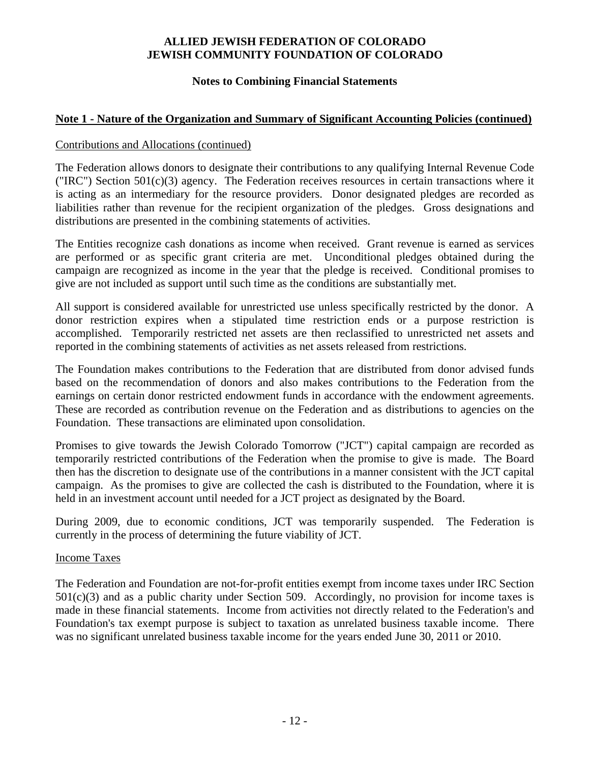**ALLIED JEWISH FEDERATION OF COLORADO**
**JEWISH COMMUNITY FOUNDATION OF COLORADO**

**Notes to Combining Financial Statements**

## Note 1 - Nature of the Organization and Summary of Significant Accounting Policies (continued)

Contributions and Allocations (continued)

The Federation allows donors to designate their contributions to any qualifying Internal Revenue Code ("IRC") Section 501(c)(3) agency. The Federation receives resources in certain transactions where it is acting as an intermediary for the resource providers. Donor designated pledges are recorded as liabilities rather than revenue for the recipient organization of the pledges. Gross designations and distributions are presented in the combining statements of activities.

The Entities recognize cash donations as income when received. Grant revenue is earned as services are performed or as specific grant criteria are met. Unconditional pledges obtained during the campaign are recognized as income in the year that the pledge is received. Conditional promises to give are not included as support until such time as the conditions are substantially met.

All support is considered available for unrestricted use unless specifically restricted by the donor. A donor restriction expires when a stipulated time restriction ends or a purpose restriction is accomplished. Temporarily restricted net assets are then reclassified to unrestricted net assets and reported in the combining statements of activities as net assets released from restrictions.

The Foundation makes contributions to the Federation that are distributed from donor advised funds based on the recommendation of donors and also makes contributions to the Federation from the earnings on certain donor restricted endowment funds in accordance with the endowment agreements. These are recorded as contribution revenue on the Federation and as distributions to agencies on the Foundation. These transactions are eliminated upon consolidation.

Promises to give towards the Jewish Colorado Tomorrow ("JCT") capital campaign are recorded as temporarily restricted contributions of the Federation when the promise to give is made. The Board then has the discretion to designate use of the contributions in a manner consistent with the JCT capital campaign. As the promises to give are collected the cash is distributed to the Foundation, where it is held in an investment account until needed for a JCT project as designated by the Board.

During 2009, due to economic conditions, JCT was temporarily suspended. The Federation is currently in the process of determining the future viability of JCT.

Income Taxes

The Federation and Foundation are not-for-profit entities exempt from income taxes under IRC Section 501(c)(3) and as a public charity under Section 509. Accordingly, no provision for income taxes is made in these financial statements. Income from activities not directly related to the Federation's and Foundation's tax exempt purpose is subject to taxation as unrelated business taxable income. There was no significant unrelated business taxable income for the years ended June 30, 2011 or 2010.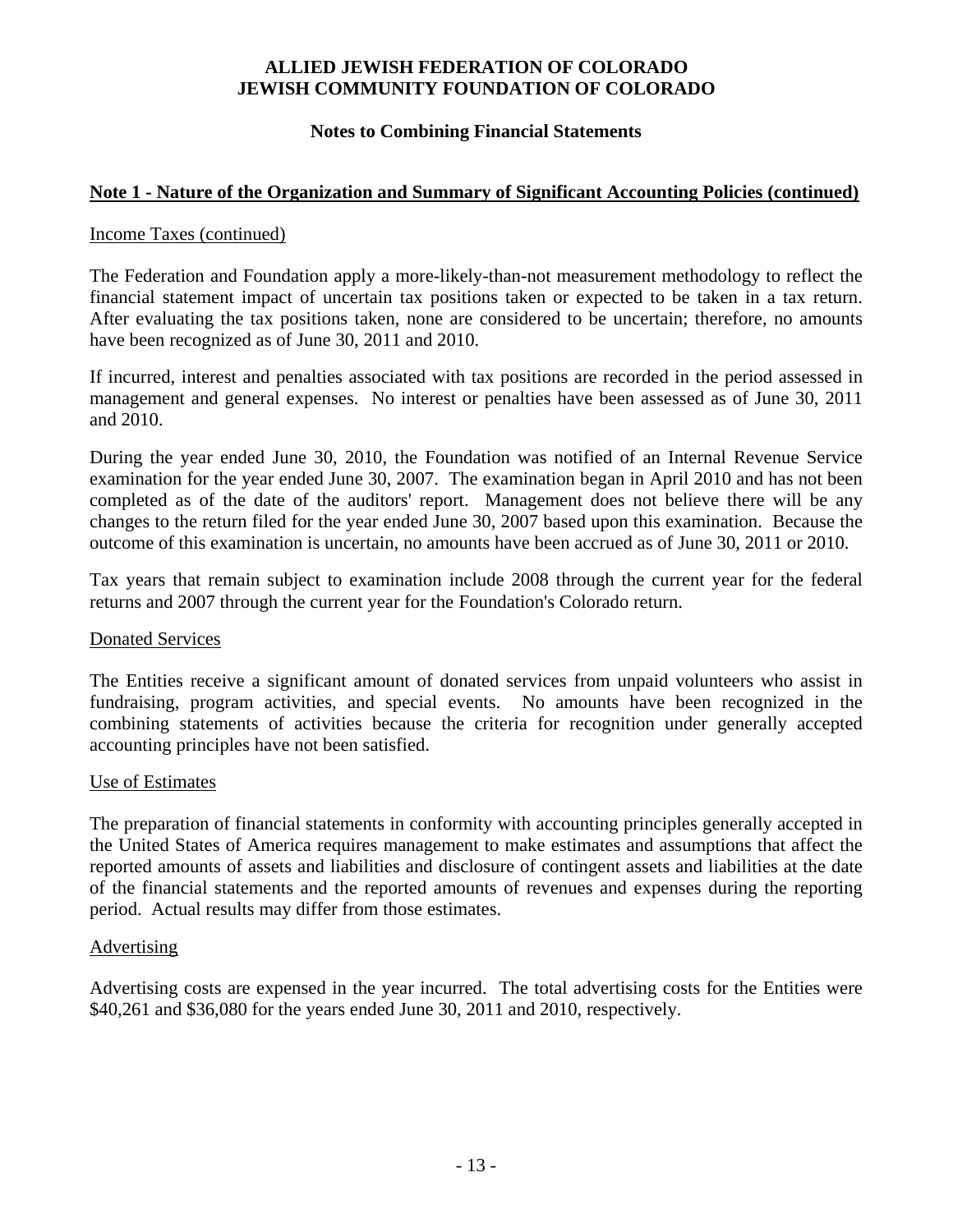# ALLIED JEWISH FEDERATION OF COLORADO
# JEWISH COMMUNITY FOUNDATION OF COLORADO

## Notes to Combining Financial Statements

### Note 1 - Nature of the Organization and Summary of Significant Accounting Policies (continued)

#### Income Taxes (continued)

The Federation and Foundation apply a more-likely-than-not measurement methodology to reflect the financial statement impact of uncertain tax positions taken or expected to be taken in a tax return. After evaluating the tax positions taken, none are considered to be uncertain; therefore, no amounts have been recognized as of June 30, 2011 and 2010.

If incurred, interest and penalties associated with tax positions are recorded in the period assessed in management and general expenses. No interest or penalties have been assessed as of June 30, 2011 and 2010.

During the year ended June 30, 2010, the Foundation was notified of an Internal Revenue Service examination for the year ended June 30, 2007. The examination began in April 2010 and has not been completed as of the date of the auditors' report. Management does not believe there will be any changes to the return filed for the year ended June 30, 2007 based upon this examination. Because the outcome of this examination is uncertain, no amounts have been accrued as of June 30, 2011 or 2010.

Tax years that remain subject to examination include 2008 through the current year for the federal returns and 2007 through the current year for the Foundation's Colorado return.

#### Donated Services

The Entities receive a significant amount of donated services from unpaid volunteers who assist in fundraising, program activities, and special events. No amounts have been recognized in the combining statements of activities because the criteria for recognition under generally accepted accounting principles have not been satisfied.

#### Use of Estimates

The preparation of financial statements in conformity with accounting principles generally accepted in the United States of America requires management to make estimates and assumptions that affect the reported amounts of assets and liabilities and disclosure of contingent assets and liabilities at the date of the financial statements and the reported amounts of revenues and expenses during the reporting period. Actual results may differ from those estimates.

#### Advertising

Advertising costs are expensed in the year incurred. The total advertising costs for the Entities were $40,261 and $36,080 for the years ended June 30, 2011 and 2010, respectively.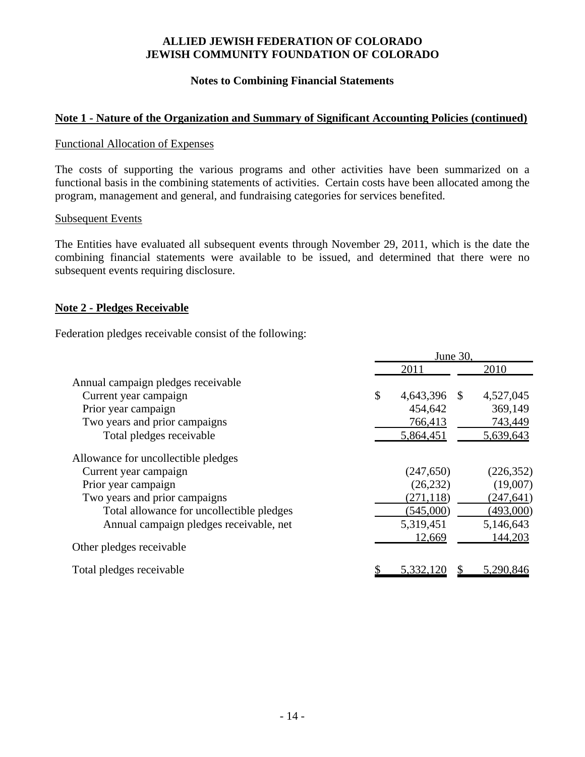**ALLIED JEWISH FEDERATION OF COLORADO**
**JEWISH COMMUNITY FOUNDATION OF COLORADO**

**Notes to Combining Financial Statements**

## Note 1 - Nature of the Organization and Summary of Significant Accounting Policies (continued)

### Functional Allocation of Expenses

The costs of supporting the various programs and other activities have been summarized on a functional basis in the combining statements of activities. Certain costs have been allocated among the program, management and general, and fundraising categories for services benefited.

### Subsequent Events

The Entities have evaluated all subsequent events through November 29, 2011, which is the date the combining financial statements were available to be issued, and determined that there were no subsequent events requiring disclosure.

## Note 2 - Pledges Receivable

Federation pledges receivable consist of the following:

| | June 30, | |
|---|---|---|
| | 2011 | 2010 |
| Annual campaign pledges receivable | | |
| Current year campaign | $ 4,643,396 | $ 4,527,045 |
| Prior year campaign | 454,642 | 369,149 |
| Two years and prior campaigns | 766,413 | 743,449 |
| Total pledges receivable | 5,864,451 | 5,639,643 |
| Allowance for uncollectible pledges | | |
| Current year campaign | (247,650) | (226,352) |
| Prior year campaign | (26,232) | (19,007) |
| Two years and prior campaigns | (271,118) | (247,641) |
| Total allowance for uncollectible pledges | (545,000) | (493,000) |
| Annual campaign pledges receivable, net | 5,319,451 | 5,146,643 |
| Other pledges receivable | 12,669 | 144,203 |
| Total pledges receivable | $ 5,332,120 | $ 5,290,846 |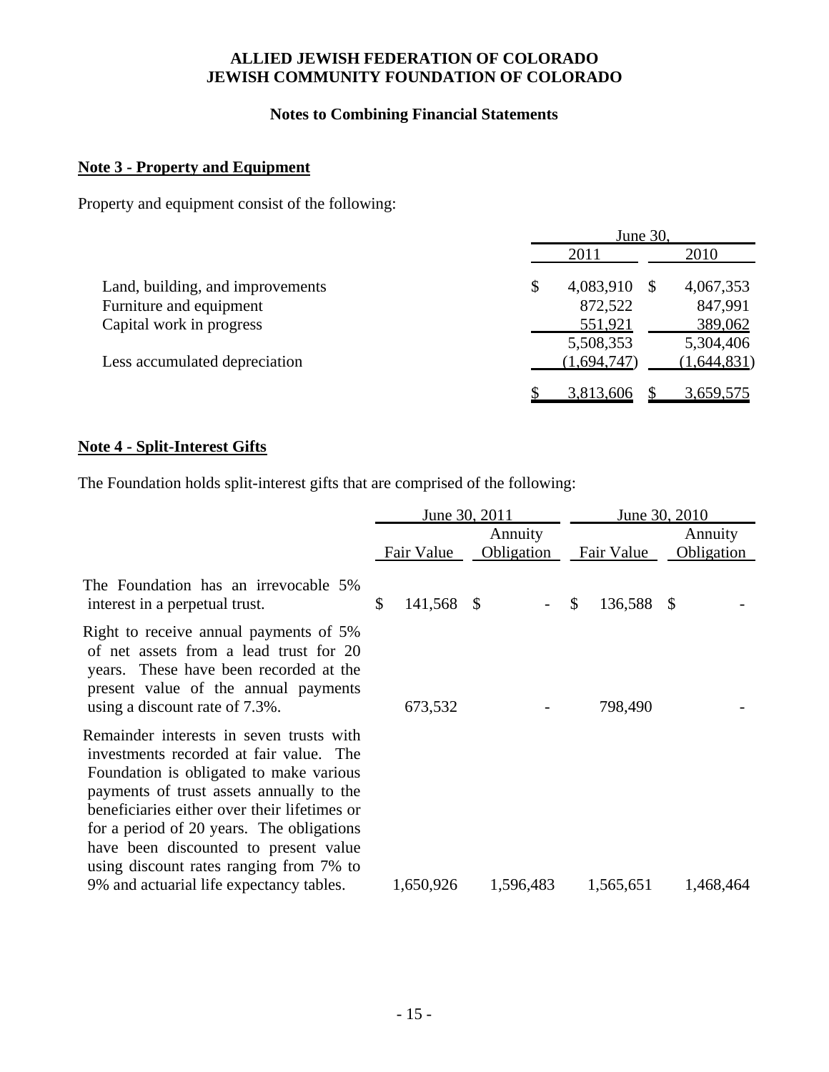**ALLIED JEWISH FEDERATION OF COLORADO**
**JEWISH COMMUNITY FOUNDATION OF COLORADO**

**Notes to Combining Financial Statements**

## Note 3 - Property and Equipment

Property and equipment consist of the following:

| | June 30, 2011 | June 30, 2010 |
|---|---|---|
| Land, building, and improvements | $ 4,083,910 | $ 4,067,353 |
| Furniture and equipment | 872,522 | 847,991 |
| Capital work in progress | 551,921 | 389,062 |
| | 5,508,353 | 5,304,406 |
| Less accumulated depreciation | (1,694,747) | (1,644,831) |
| | $ 3,813,606 | $ 3,659,575 |

## Note 4 - Split-Interest Gifts

The Foundation holds split-interest gifts that are comprised of the following:

| | June 30, 2011 | | June 30, 2010 | |
|---|---|---|---|---|
| | Fair Value | Annuity Obligation | Fair Value | Annuity Obligation |
| The Foundation has an irrevocable 5% interest in a perpetual trust. | $ 141,568 | $ - | $ 136,588 | $ - |
| Right to receive annual payments of 5% of net assets from a lead trust for 20 years. These have been recorded at the present value of the annual payments using a discount rate of 7.3%. | 673,532 | - | 798,490 | - |
| Remainder interests in seven trusts with investments recorded at fair value. The Foundation is obligated to make various payments of trust assets annually to the beneficiaries either over their lifetimes or for a period of 20 years. The obligations have been discounted to present value using discount rates ranging from 7% to 9% and actuarial life expectancy tables. | 1,650,926 | 1,596,483 | 1,565,651 | 1,468,464 |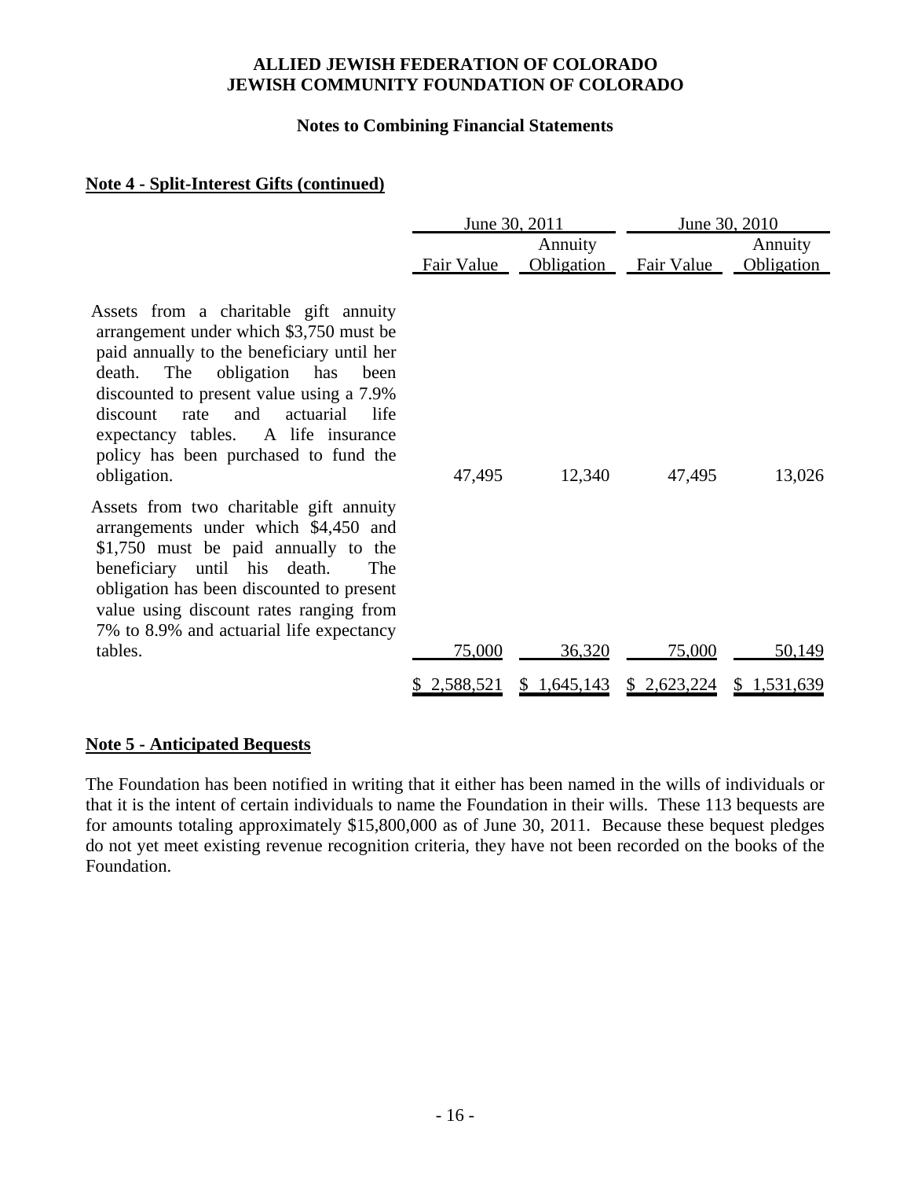**ALLIED JEWISH FEDERATION OF COLORADO**
**JEWISH COMMUNITY FOUNDATION OF COLORADO**

**Notes to Combining Financial Statements**

## Note 4 - Split-Interest Gifts (continued)

| | June 30, 2011 | | June 30, 2010 | |
|---|---|---|---|---|
| | Fair Value | Annuity Obligation | Fair Value | Annuity Obligation |
| Assets from a charitable gift annuity arrangement under which $3,750 must be paid annually to the beneficiary until her death. The obligation has been discounted to present value using a 7.9% discount rate and actuarial life expectancy tables. A life insurance policy has been purchased to fund the obligation. | 47,495 | 12,340 | 47,495 | 13,026 |
| Assets from two charitable gift annuity arrangements under which $4,450 and $1,750 must be paid annually to the beneficiary until his death. The obligation has been discounted to present value using discount rates ranging from 7% to 8.9% and actuarial life expectancy tables. | 75,000 | 36,320 | 75,000 | 50,149 |
| | $ 2,588,521 | $ 1,645,143 | $ 2,623,224 | $ 1,531,639 |

## Note 5 - Anticipated Bequests

The Foundation has been notified in writing that it either has been named in the wills of individuals or that it is the intent of certain individuals to name the Foundation in their wills. These 113 bequests are for amounts totaling approximately $15,800,000 as of June 30, 2011. Because these bequest pledges do not yet meet existing revenue recognition criteria, they have not been recorded on the books of the Foundation.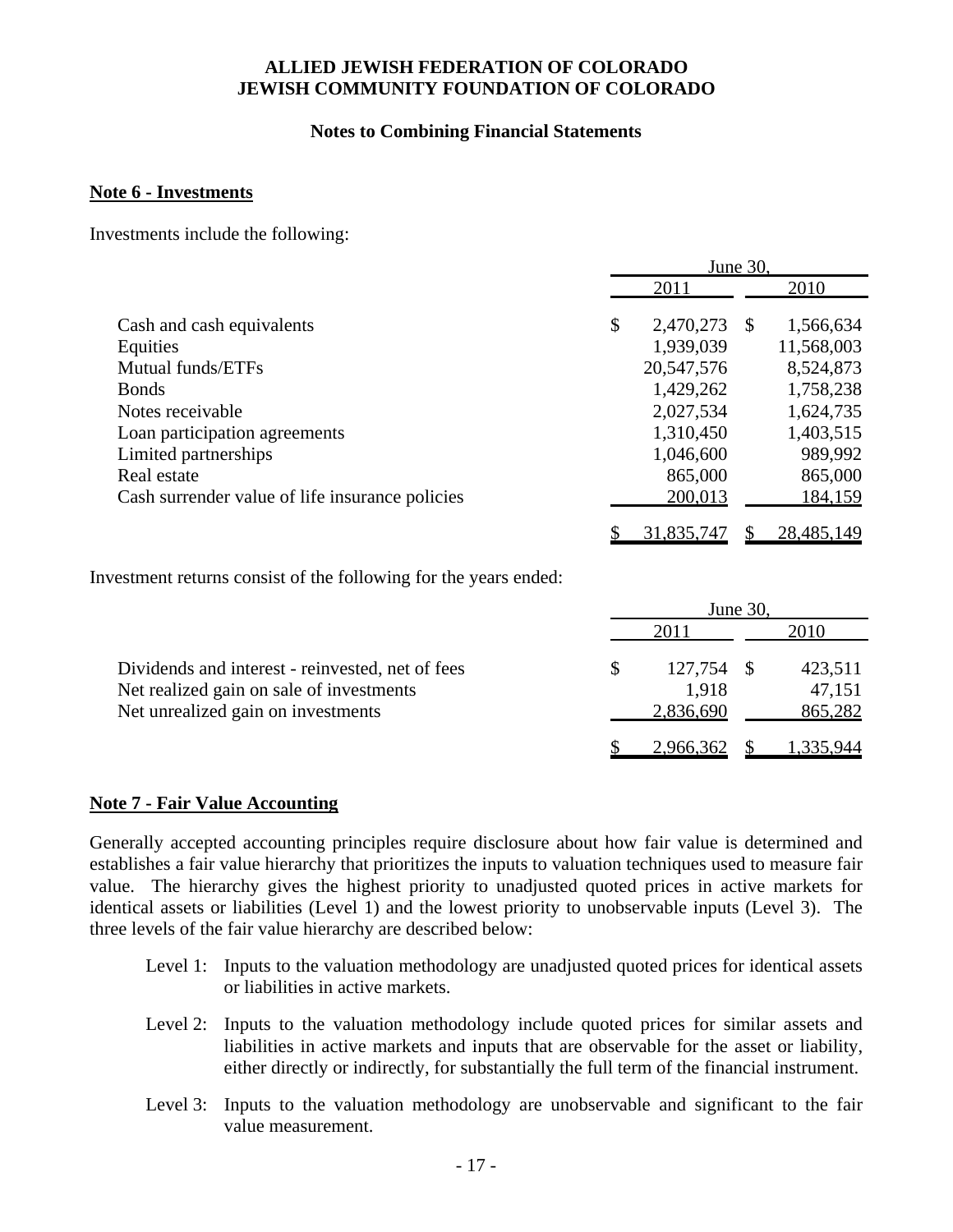# ALLIED JEWISH FEDERATION OF COLORADO
# JEWISH COMMUNITY FOUNDATION OF COLORADO

### Notes to Combining Financial Statements

**Note 6 - Investments**

Investments include the following:

| | June 30, 2011 | June 30, 2010 |
|---|---|---|
| Cash and cash equivalents | $ 2,470,273 | $ 1,566,634 |
| Equities | 1,939,039 | 11,568,003 |
| Mutual funds/ETFs | 20,547,576 | 8,524,873 |
| Bonds | 1,429,262 | 1,758,238 |
| Notes receivable | 2,027,534 | 1,624,735 |
| Loan participation agreements | 1,310,450 | 1,403,515 |
| Limited partnerships | 1,046,600 | 989,992 |
| Real estate | 865,000 | 865,000 |
| Cash surrender value of life insurance policies | 200,013 | 184,159 |
| | $ 31,835,747 | $ 28,485,149 |

Investment returns consist of the following for the years ended:

| | June 30, 2011 | June 30, 2010 |
|---|---|---|
| Dividends and interest - reinvested, net of fees | $ 127,754 | $ 423,511 |
| Net realized gain on sale of investments | 1,918 | 47,151 |
| Net unrealized gain on investments | 2,836,690 | 865,282 |
| | $ 2,966,362 | $ 1,335,944 |

**Note 7 - Fair Value Accounting**

Generally accepted accounting principles require disclosure about how fair value is determined and establishes a fair value hierarchy that prioritizes the inputs to valuation techniques used to measure fair value. The hierarchy gives the highest priority to unadjusted quoted prices in active markets for identical assets or liabilities (Level 1) and the lowest priority to unobservable inputs (Level 3). The three levels of the fair value hierarchy are described below:

- Level 1: Inputs to the valuation methodology are unadjusted quoted prices for identical assets or liabilities in active markets.
- Level 2: Inputs to the valuation methodology include quoted prices for similar assets and liabilities in active markets and inputs that are observable for the asset or liability, either directly or indirectly, for substantially the full term of the financial instrument.
- Level 3: Inputs to the valuation methodology are unobservable and significant to the fair value measurement.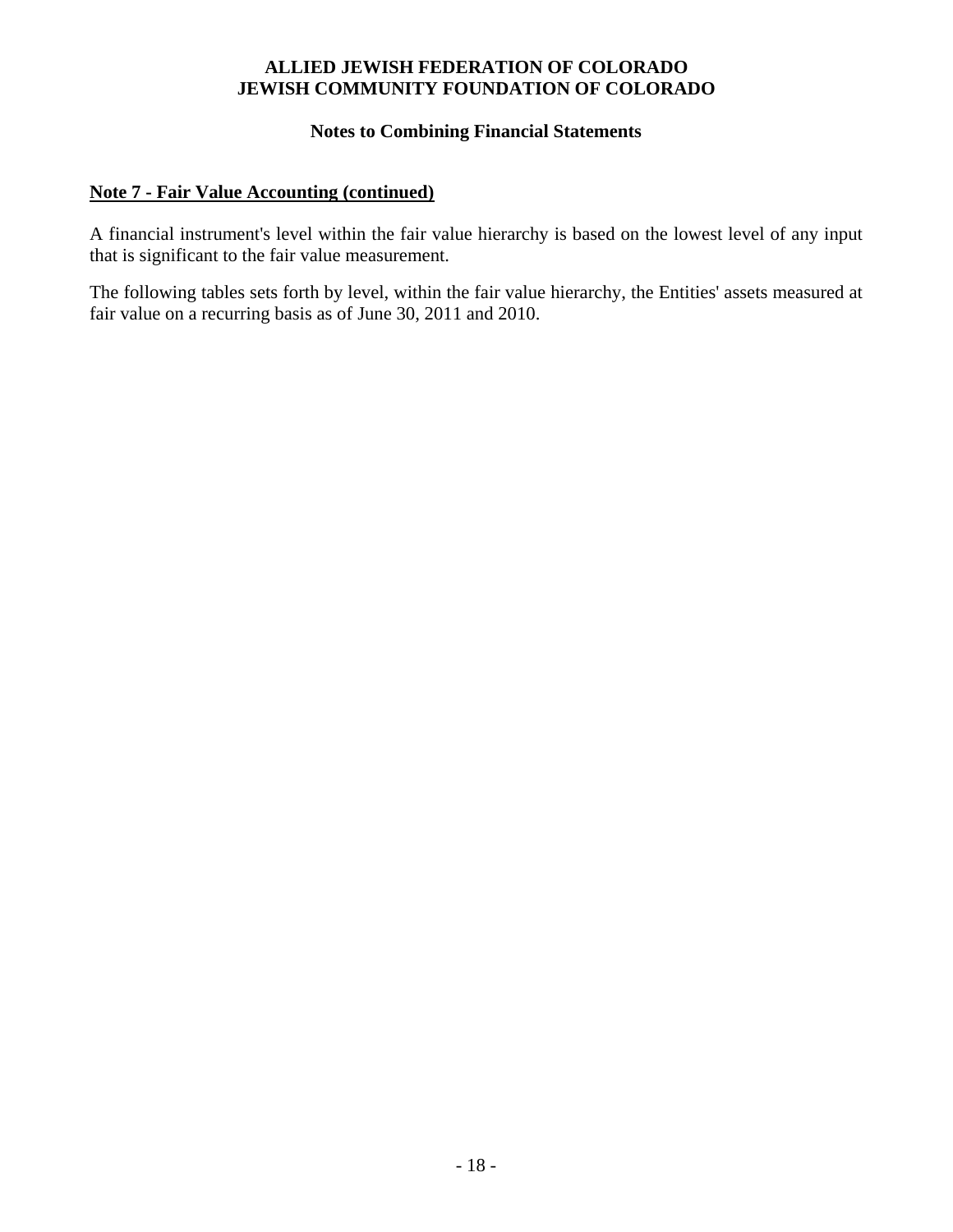**Note 7 - Fair Value Accounting (continued)**

A financial instrument's level within the fair value hierarchy is based on the lowest level of any input that is significant to the fair value measurement.

The following tables sets forth by level, within the fair value hierarchy, the Entities' assets measured at fair value on a recurring basis as of June 30, 2011 and 2010.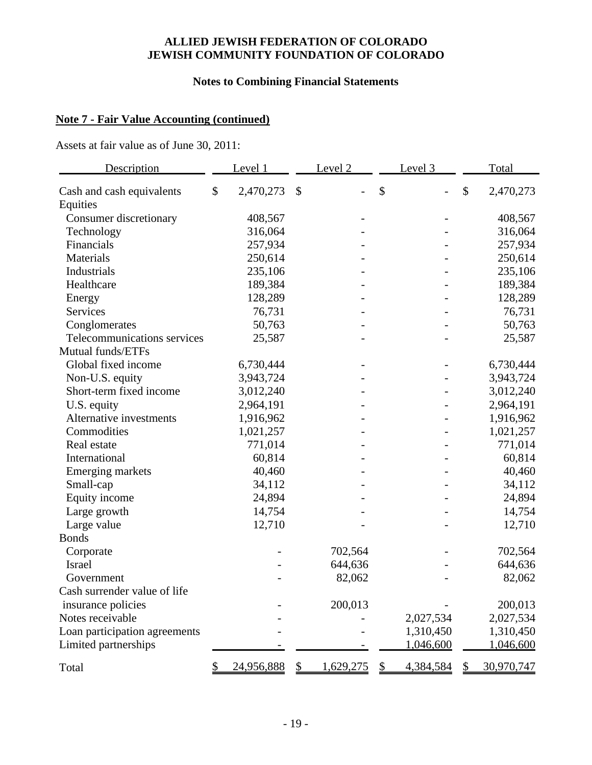# ALLIED JEWISH FEDERATION OF COLORADO
# JEWISH COMMUNITY FOUNDATION OF COLORADO

## Notes to Combining Financial Statements

### Note 7 - Fair Value Accounting (continued)

Assets at fair value as of June 30, 2011:

| Description | Level 1 | Level 2 | Level 3 | Total |
|---|---|---|---|---|
| Cash and cash equivalents | $ 2,470,273 | $ - | $ - | $ 2,470,273 |
| Equities | | | | |
| Consumer discretionary | 408,567 | - | - | 408,567 |
| Technology | 316,064 | - | - | 316,064 |
| Financials | 257,934 | - | - | 257,934 |
| Materials | 250,614 | - | - | 250,614 |
| Industrials | 235,106 | - | - | 235,106 |
| Healthcare | 189,384 | - | - | 189,384 |
| Energy | 128,289 | - | - | 128,289 |
| Services | 76,731 | - | - | 76,731 |
| Conglomerates | 50,763 | - | - | 50,763 |
| Telecommunications services | 25,587 | - | - | 25,587 |
| Mutual funds/ETFs | | | | |
| Global fixed income | 6,730,444 | - | - | 6,730,444 |
| Non-U.S. equity | 3,943,724 | - | - | 3,943,724 |
| Short-term fixed income | 3,012,240 | - | - | 3,012,240 |
| U.S. equity | 2,964,191 | - | - | 2,964,191 |
| Alternative investments | 1,916,962 | - | - | 1,916,962 |
| Commodities | 1,021,257 | - | - | 1,021,257 |
| Real estate | 771,014 | - | - | 771,014 |
| International | 60,814 | - | - | 60,814 |
| Emerging markets | 40,460 | - | - | 40,460 |
| Small-cap | 34,112 | - | - | 34,112 |
| Equity income | 24,894 | - | - | 24,894 |
| Large growth | 14,754 | - | - | 14,754 |
| Large value | 12,710 | - | - | 12,710 |
| Bonds | | | | |
| Corporate | - | 702,564 | - | 702,564 |
| Israel | - | 644,636 | - | 644,636 |
| Government | - | 82,062 | - | 82,062 |
| Cash surrender value of life insurance policies | - | 200,013 | - | 200,013 |
| Notes receivable | - | - | 2,027,534 | 2,027,534 |
| Loan participation agreements | - | - | 1,310,450 | 1,310,450 |
| Limited partnerships | - | - | 1,046,600 | 1,046,600 |
| Total | $ 24,956,888 | $ 1,629,275 | $ 4,384,584 | $ 30,970,747 |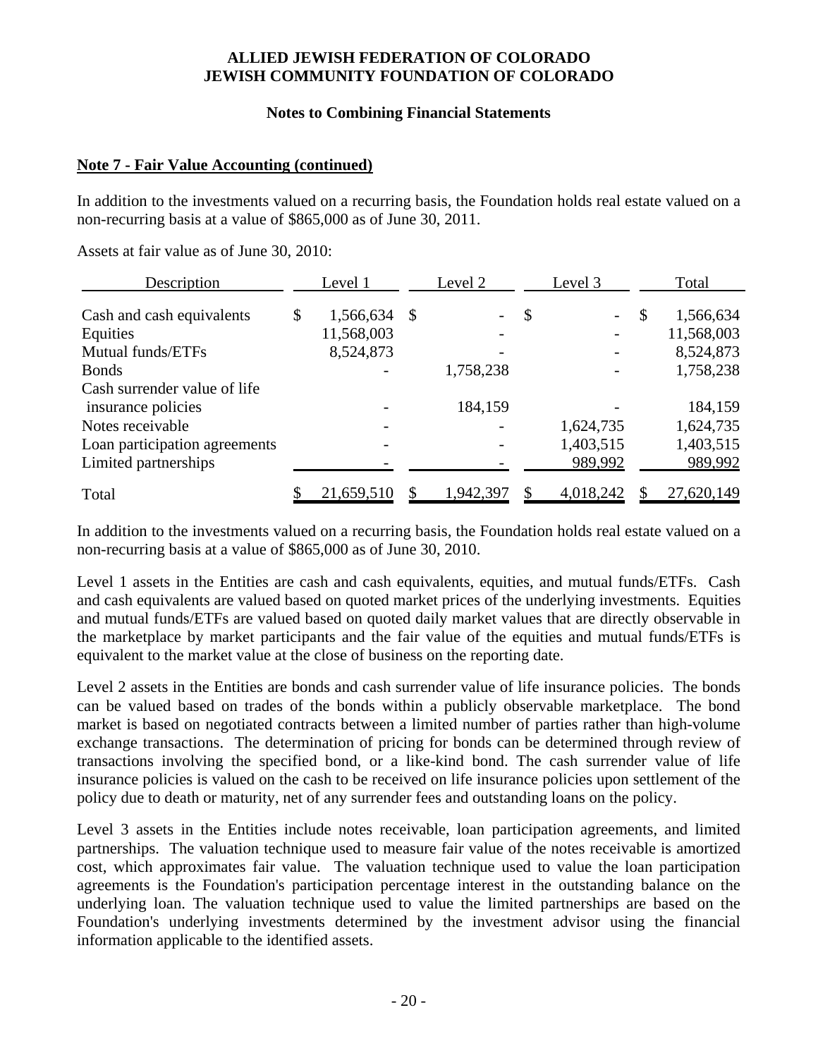## ALLIED JEWISH FEDERATION OF COLORADO
## JEWISH COMMUNITY FOUNDATION OF COLORADO

### Notes to Combining Financial Statements

**Note 7 - Fair Value Accounting (continued)**

In addition to the investments valued on a recurring basis, the Foundation holds real estate valued on a non-recurring basis at a value of $865,000 as of June 30, 2011.

Assets at fair value as of June 30, 2010:

| Description | Level 1 | Level 2 | Level 3 | Total |
|---|---|---|---|---|
| Cash and cash equivalents | $ 1,566,634 | $ - | $ - | $ 1,566,634 |
| Equities | 11,568,003 | - | - | 11,568,003 |
| Mutual funds/ETFs | 8,524,873 | - | - | 8,524,873 |
| Bonds | - | 1,758,238 | - | 1,758,238 |
| Cash surrender value of life insurance policies | - | 184,159 | - | 184,159 |
| Notes receivable | - | - | 1,624,735 | 1,624,735 |
| Loan participation agreements | - | - | 1,403,515 | 1,403,515 |
| Limited partnerships | - | - | 989,992 | 989,992 |
| Total | $ 21,659,510 | $ 1,942,397 | $ 4,018,242 | $ 27,620,149 |

In addition to the investments valued on a recurring basis, the Foundation holds real estate valued on a non-recurring basis at a value of $865,000 as of June 30, 2010.

Level 1 assets in the Entities are cash and cash equivalents, equities, and mutual funds/ETFs. Cash and cash equivalents are valued based on quoted market prices of the underlying investments. Equities and mutual funds/ETFs are valued based on quoted daily market values that are directly observable in the marketplace by market participants and the fair value of the equities and mutual funds/ETFs is equivalent to the market value at the close of business on the reporting date.

Level 2 assets in the Entities are bonds and cash surrender value of life insurance policies. The bonds can be valued based on trades of the bonds within a publicly observable marketplace. The bond market is based on negotiated contracts between a limited number of parties rather than high-volume exchange transactions. The determination of pricing for bonds can be determined through review of transactions involving the specified bond, or a like-kind bond. The cash surrender value of life insurance policies is valued on the cash to be received on life insurance policies upon settlement of the policy due to death or maturity, net of any surrender fees and outstanding loans on the policy.

Level 3 assets in the Entities include notes receivable, loan participation agreements, and limited partnerships. The valuation technique used to measure fair value of the notes receivable is amortized cost, which approximates fair value. The valuation technique used to value the loan participation agreements is the Foundation's participation percentage interest in the outstanding balance on the underlying loan. The valuation technique used to value the limited partnerships are based on the Foundation's underlying investments determined by the investment advisor using the financial information applicable to the identified assets.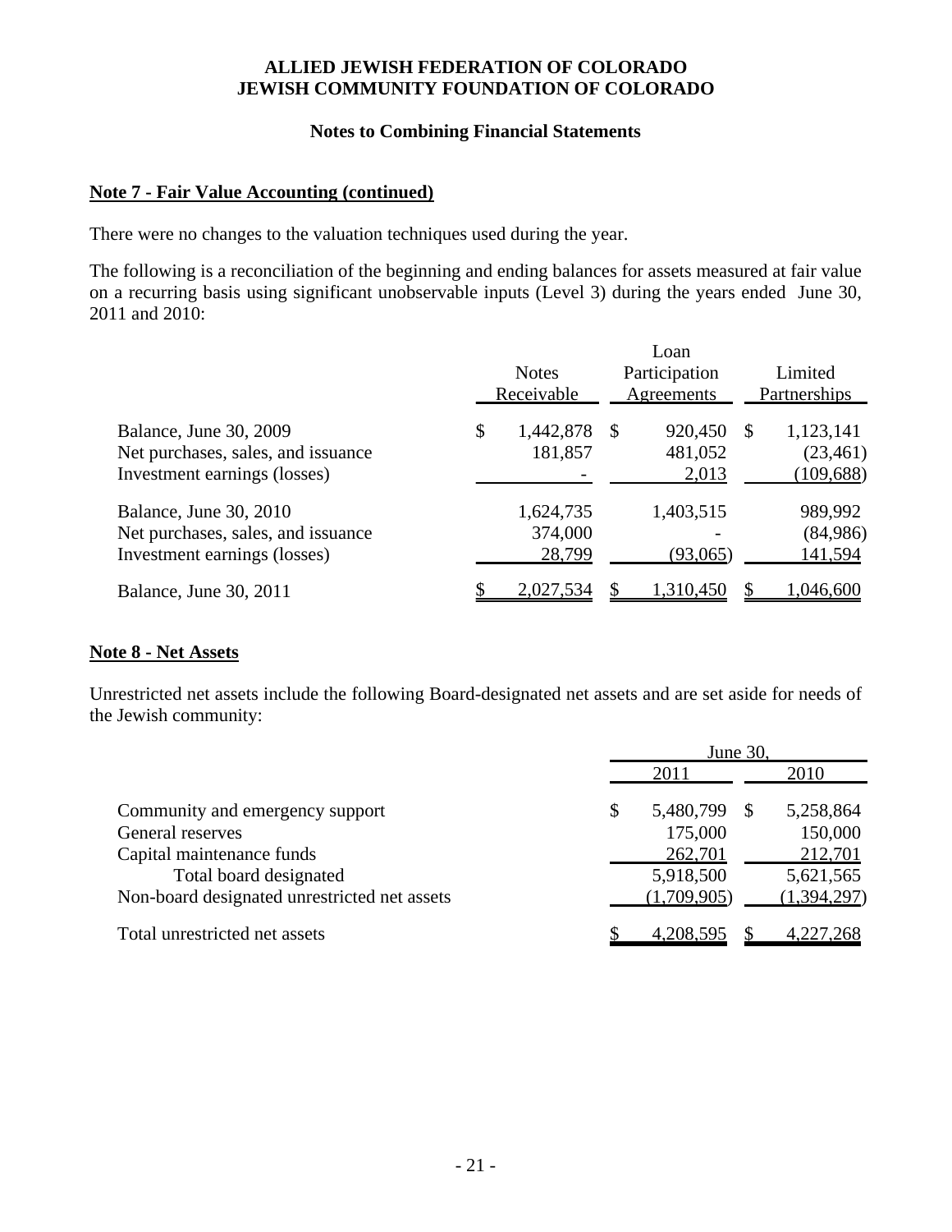**ALLIED JEWISH FEDERATION OF COLORADO**
**JEWISH COMMUNITY FOUNDATION OF COLORADO**

**Notes to Combining Financial Statements**

## Note 7 - Fair Value Accounting (continued)

There were no changes to the valuation techniques used during the year.

The following is a reconciliation of the beginning and ending balances for assets measured at fair value on a recurring basis using significant unobservable inputs (Level 3) during the years ended June 30, 2011 and 2010:

| | Notes Receivable | Loan Participation Agreements | Limited Partnerships |
|---|---|---|---|
| Balance, June 30, 2009 | $ 1,442,878 | $ 920,450 | $ 1,123,141 |
| Net purchases, sales, and issuance | 181,857 | 481,052 | (23,461) |
| Investment earnings (losses) | - | 2,013 | (109,688) |
| Balance, June 30, 2010 | 1,624,735 | 1,403,515 | 989,992 |
| Net purchases, sales, and issuance | 374,000 | - | (84,986) |
| Investment earnings (losses) | 28,799 | (93,065) | 141,594 |
| Balance, June 30, 2011 | $ 2,027,534 | $ 1,310,450 | $ 1,046,600 |

## Note 8 - Net Assets

Unrestricted net assets include the following Board-designated net assets and are set aside for needs of the Jewish community:

| | June 30, | |
|---|---|---|
| | 2011 | 2010 |
| Community and emergency support | $ 5,480,799 | $ 5,258,864 |
| General reserves | 175,000 | 150,000 |
| Capital maintenance funds | 262,701 | 212,701 |
| Total board designated | 5,918,500 | 5,621,565 |
| Non-board designated unrestricted net assets | (1,709,905) | (1,394,297) |
| Total unrestricted net assets | $ 4,208,595 | $ 4,227,268 |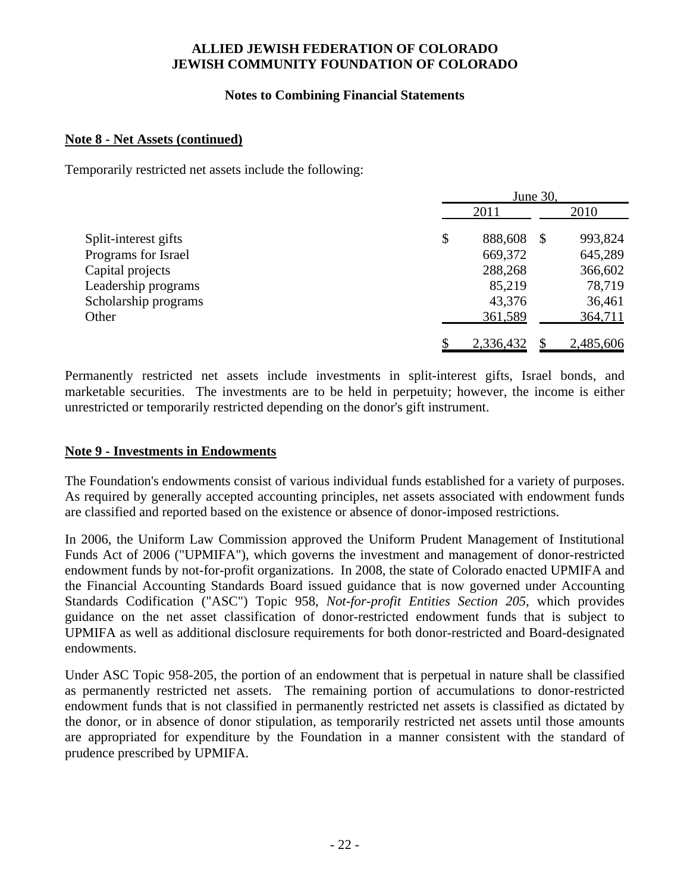**ALLIED JEWISH FEDERATION OF COLORADO**
**JEWISH COMMUNITY FOUNDATION OF COLORADO**

**Notes to Combining Financial Statements**

**Note 8 - Net Assets (continued)**

Temporarily restricted net assets include the following:

| | June 30, | |
|---|---|---|
| | 2011 | 2010 |
| Split-interest gifts | $ 888,608 | $ 993,824 |
| Programs for Israel | 669,372 | 645,289 |
| Capital projects | 288,268 | 366,602 |
| Leadership programs | 85,219 | 78,719 |
| Scholarship programs | 43,376 | 36,461 |
| Other | 361,589 | 364,711 |
| | $ 2,336,432 | $ 2,485,606 |

Permanently restricted net assets include investments in split-interest gifts, Israel bonds, and marketable securities. The investments are to be held in perpetuity; however, the income is either unrestricted or temporarily restricted depending on the donor's gift instrument.

**Note 9 - Investments in Endowments**

The Foundation's endowments consist of various individual funds established for a variety of purposes. As required by generally accepted accounting principles, net assets associated with endowment funds are classified and reported based on the existence or absence of donor-imposed restrictions.

In 2006, the Uniform Law Commission approved the Uniform Prudent Management of Institutional Funds Act of 2006 ("UPMIFA"), which governs the investment and management of donor-restricted endowment funds by not-for-profit organizations. In 2008, the state of Colorado enacted UPMIFA and the Financial Accounting Standards Board issued guidance that is now governed under Accounting Standards Codification ("ASC") Topic 958, *Not-for-profit Entities Section 205*, which provides guidance on the net asset classification of donor-restricted endowment funds that is subject to UPMIFA as well as additional disclosure requirements for both donor-restricted and Board-designated endowments.

Under ASC Topic 958-205, the portion of an endowment that is perpetual in nature shall be classified as permanently restricted net assets. The remaining portion of accumulations to donor-restricted endowment funds that is not classified in permanently restricted net assets is classified as dictated by the donor, or in absence of donor stipulation, as temporarily restricted net assets until those amounts are appropriated for expenditure by the Foundation in a manner consistent with the standard of prudence prescribed by UPMIFA.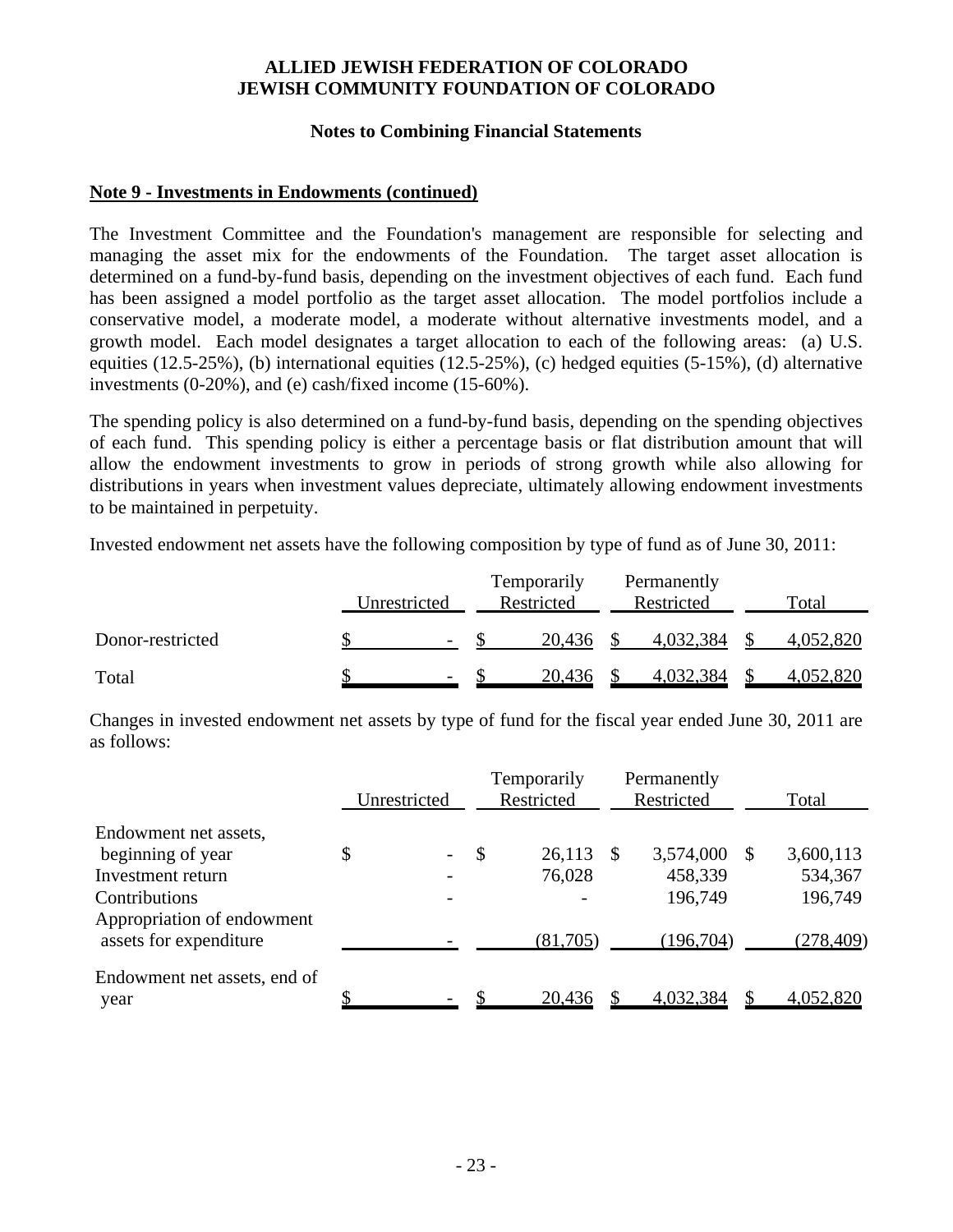**ALLIED JEWISH FEDERATION OF COLORADO**
**JEWISH COMMUNITY FOUNDATION OF COLORADO**

**Notes to Combining Financial Statements**

**Note 9 - Investments in Endowments (continued)**

The Investment Committee and the Foundation's management are responsible for selecting and managing the asset mix for the endowments of the Foundation. The target asset allocation is determined on a fund-by-fund basis, depending on the investment objectives of each fund. Each fund has been assigned a model portfolio as the target asset allocation. The model portfolios include a conservative model, a moderate model, a moderate without alternative investments model, and a growth model. Each model designates a target allocation to each of the following areas: (a) U.S. equities (12.5-25%), (b) international equities (12.5-25%), (c) hedged equities (5-15%), (d) alternative investments (0-20%), and (e) cash/fixed income (15-60%).

The spending policy is also determined on a fund-by-fund basis, depending on the spending objectives of each fund. This spending policy is either a percentage basis or flat distribution amount that will allow the endowment investments to grow in periods of strong growth while also allowing for distributions in years when investment values depreciate, ultimately allowing endowment investments to be maintained in perpetuity.

Invested endowment net assets have the following composition by type of fund as of June 30, 2011:

| | Unrestricted | Temporarily Restricted | Permanently Restricted | Total |
|---|---|---|---|---|
| Donor-restricted | $ - | $ 20,436 | $ 4,032,384 | $ 4,052,820 |
| Total | $ - | $ 20,436 | $ 4,032,384 | $ 4,052,820 |

Changes in invested endowment net assets by type of fund for the fiscal year ended June 30, 2011 are as follows:

| | Unrestricted | Temporarily Restricted | Permanently Restricted | Total |
|---|---|---|---|---|
| Endowment net assets, beginning of year | $ - | $ 26,113 | $ 3,574,000 | $ 3,600,113 |
| Investment return | - | 76,028 | 458,339 | 534,367 |
| Contributions | - | - | 196,749 | 196,749 |
| Appropriation of endowment assets for expenditure | - | (81,705) | (196,704) | (278,409) |
| Endowment net assets, end of year | $ - | $ 20,436 | $ 4,032,384 | $ 4,052,820 |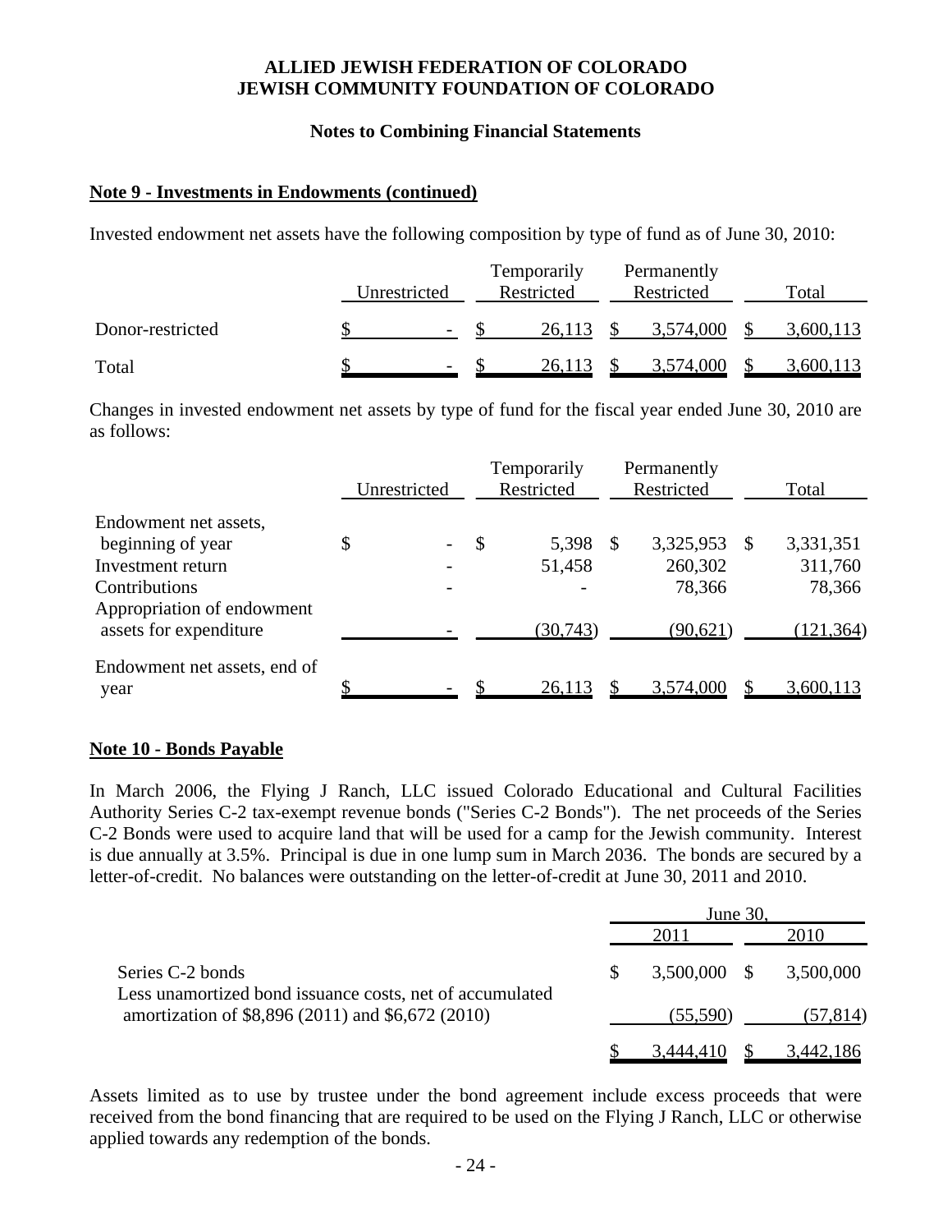**ALLIED JEWISH FEDERATION OF COLORADO**
**JEWISH COMMUNITY FOUNDATION OF COLORADO**

**Notes to Combining Financial Statements**

## Note 9 - Investments in Endowments (continued)

Invested endowment net assets have the following composition by type of fund as of June 30, 2010:

| | Unrestricted | Temporarily Restricted | Permanently Restricted | Total |
|---|---|---|---|---|
| Donor-restricted | $ - | $ 26,113 | $ 3,574,000 | $ 3,600,113 |
| Total | $ - | $ 26,113 | $ 3,574,000 | $ 3,600,113 |

Changes in invested endowment net assets by type of fund for the fiscal year ended June 30, 2010 are as follows:

| | Unrestricted | Temporarily Restricted | Permanently Restricted | Total |
|---|---|---|---|---|
| Endowment net assets, beginning of year | $ - | $ 5,398 | $ 3,325,953 | $ 3,331,351 |
| Investment return | - | 51,458 | 260,302 | 311,760 |
| Contributions | - | - | 78,366 | 78,366 |
| Appropriation of endowment assets for expenditure | - | (30,743) | (90,621) | (121,364) |
| Endowment net assets, end of year | $ - | $ 26,113 | $ 3,574,000 | $ 3,600,113 |

## Note 10 - Bonds Payable

In March 2006, the Flying J Ranch, LLC issued Colorado Educational and Cultural Facilities Authority Series C-2 tax-exempt revenue bonds ("Series C-2 Bonds"). The net proceeds of the Series C-2 Bonds were used to acquire land that will be used for a camp for the Jewish community. Interest is due annually at 3.5%. Principal is due in one lump sum in March 2036. The bonds are secured by a letter-of-credit. No balances were outstanding on the letter-of-credit at June 30, 2011 and 2010.

| | June 30, 2011 | June 30, 2010 |
|---|---|---|
| Series C-2 bonds | $ 3,500,000 | $ 3,500,000 |
| Less unamortized bond issuance costs, net of accumulated amortization of $8,896 (2011) and $6,672 (2010) | (55,590) | (57,814) |
| | $ 3,444,410 | $ 3,442,186 |

Assets limited as to use by trustee under the bond agreement include excess proceeds that were received from the bond financing that are required to be used on the Flying J Ranch, LLC or otherwise applied towards any redemption of the bonds.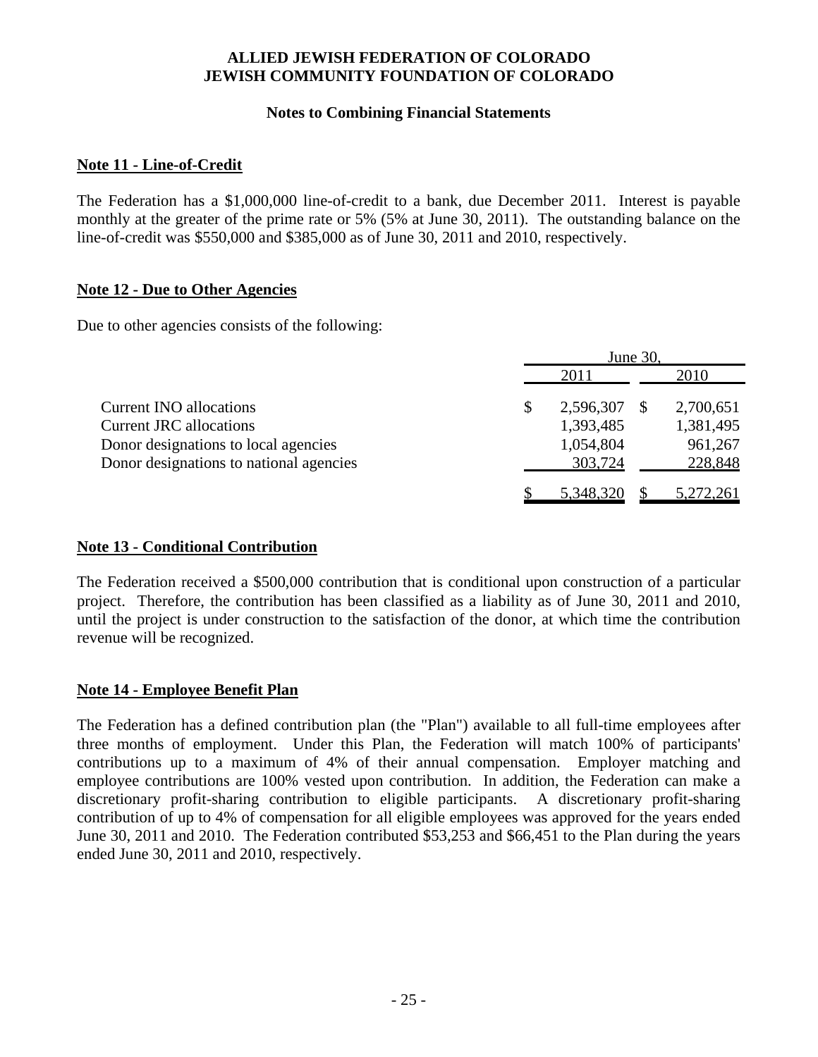**ALLIED JEWISH FEDERATION OF COLORADO**
**JEWISH COMMUNITY FOUNDATION OF COLORADO**

**Notes to Combining Financial Statements**

## Note 11 - Line-of-Credit

The Federation has a $1,000,000 line-of-credit to a bank, due December 2011. Interest is payable monthly at the greater of the prime rate or 5% (5% at June 30, 2011). The outstanding balance on the line-of-credit was $550,000 and $385,000 as of June 30, 2011 and 2010, respectively.

## Note 12 - Due to Other Agencies

Due to other agencies consists of the following:

| | June 30, | |
|---|---|---|
| | 2011 | 2010 |
| Current INO allocations | $ 2,596,307 | $ 2,700,651 |
| Current JRC allocations | 1,393,485 | 1,381,495 |
| Donor designations to local agencies | 1,054,804 | 961,267 |
| Donor designations to national agencies | 303,724 | 228,848 |
| | $ 5,348,320 | $ 5,272,261 |

## Note 13 - Conditional Contribution

The Federation received a $500,000 contribution that is conditional upon construction of a particular project. Therefore, the contribution has been classified as a liability as of June 30, 2011 and 2010, until the project is under construction to the satisfaction of the donor, at which time the contribution revenue will be recognized.

## Note 14 - Employee Benefit Plan

The Federation has a defined contribution plan (the "Plan") available to all full-time employees after three months of employment. Under this Plan, the Federation will match 100% of participants' contributions up to a maximum of 4% of their annual compensation. Employer matching and employee contributions are 100% vested upon contribution. In addition, the Federation can make a discretionary profit-sharing contribution to eligible participants. A discretionary profit-sharing contribution of up to 4% of compensation for all eligible employees was approved for the years ended June 30, 2011 and 2010. The Federation contributed $53,253 and $66,451 to the Plan during the years ended June 30, 2011 and 2010, respectively.